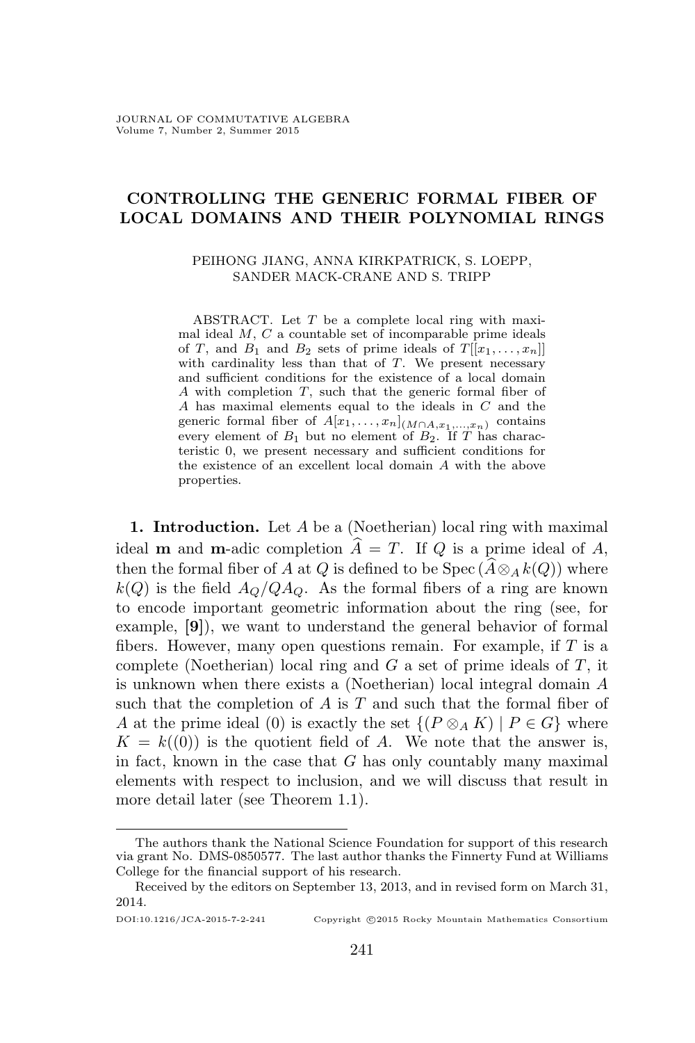# CONTROLLING THE GENERIC FORMAL FIBER OF LOCAL DOMAINS AND THEIR POLYNOMIAL RINGS

PEIHONG JIANG, ANNA KIRKPATRICK, S. LOEPP, SANDER MACK-CRANE AND S. TRIPP

ABSTRACT. Let $T$ be a complete local ring with maximal ideal $M$, $C$ a countable set of incomparable prime ideals of $T$, and $B_1$ and $B_2$ sets of prime ideals of $T[[x_1, \ldots, x_n]]$ with cardinality less than that of $T$. We present necessary and sufficient conditions for the existence of a local domain $A$ with completion $T$, such that the generic formal fiber of $A$ has maximal elements equal to the ideals in $C$ and the generic formal fiber of $A[x_1, \ldots, x_n]_{(M \cap A, x_1, \ldots, x_n)}$ contains every element of $B_1$ but no element of $B_2$. If $T$ has characteristic 0, we present necessary and sufficient conditions for the existence of an excellent local domain $A$ with the above properties.

**1. Introduction.** Let $A$ be a (Noetherian) local ring with maximal ideal $\mathbf{m}$ and $\mathbf{m}$-adic completion $\widehat{A} = T$. If $Q$ is a prime ideal of $A$, then the formal fiber of $A$ at $Q$ is defined to be $\operatorname{Spec}(\widehat{A} \otimes_A k(Q))$ where $k(Q)$ is the field $A_Q/QA_Q$. As the formal fibers of a ring are known to encode important geometric information about the ring (see, for example, **[9]**), we want to understand the general behavior of formal fibers. However, many open questions remain. For example, if $T$ is a complete (Noetherian) local ring and $G$ a set of prime ideals of $T$, it is unknown when there exists a (Noetherian) local integral domain $A$ such that the completion of $A$ is $T$ and such that the formal fiber of $A$ at the prime ideal $(0)$ is exactly the set $\{(P \otimes_A K) \mid P \in G\}$ where $K = k((0))$ is the quotient field of $A$. We note that the answer is, in fact, known in the case that $G$ has only countably many maximal elements with respect to inclusion, and we will discuss that result in more detail later (see Theorem 1.1).

---

The authors thank the National Science Foundation for support of this research via grant No. DMS-0850577. The last author thanks the Finnerty Fund at Williams College for the financial support of his research.

Received by the editors on September 13, 2013, and in revised form on March 31, 2014.

DOI:10.1216/JCA-2015-7-2-241 Copyright ©2015 Rocky Mountain Mathematics Consortium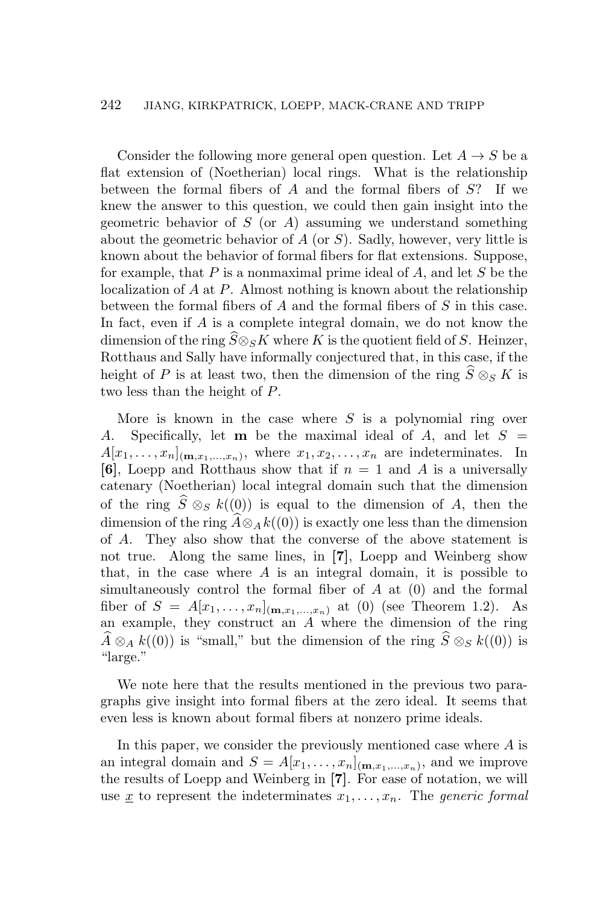Consider the following more general open question. Let $A \to S$ be a flat extension of (Noetherian) local rings. What is the relationship between the formal fibers of $A$ and the formal fibers of $S$? If we knew the answer to this question, we could then gain insight into the geometric behavior of $S$ (or $A$) assuming we understand something about the geometric behavior of $A$ (or $S$). Sadly, however, very little is known about the behavior of formal fibers for flat extensions. Suppose, for example, that $P$ is a nonmaximal prime ideal of $A$, and let $S$ be the localization of $A$ at $P$. Almost nothing is known about the relationship between the formal fibers of $A$ and the formal fibers of $S$ in this case. In fact, even if $A$ is a complete integral domain, we do not know the dimension of the ring $\widehat{S} \otimes_S K$ where $K$ is the quotient field of $S$. Heinzer, Rotthaus and Sally have informally conjectured that, in this case, if the height of $P$ is at least two, then the dimension of the ring $\widehat{S} \otimes_S K$ is two less than the height of $P$.

More is known in the case where $S$ is a polynomial ring over $A$. Specifically, let $\mathbf{m}$ be the maximal ideal of $A$, and let $S = A[x_1, \ldots, x_n]_{(\mathbf{m}, x_1, \ldots, x_n)}$, where $x_1, x_2, \ldots, x_n$ are indeterminates. In **[6]**, Loepp and Rotthaus show that if $n = 1$ and $A$ is a universally catenary (Noetherian) local integral domain such that the dimension of the ring $\widehat{S} \otimes_S k((0))$ is equal to the dimension of $A$, then the dimension of the ring $\widehat{A} \otimes_A k((0))$ is exactly one less than the dimension of $A$. They also show that the converse of the above statement is not true. Along the same lines, in **[7]**, Loepp and Weinberg show that, in the case where $A$ is an integral domain, it is possible to simultaneously control the formal fiber of $A$ at $(0)$ and the formal fiber of $S = A[x_1, \ldots, x_n]_{(\mathbf{m}, x_1, \ldots, x_n)}$ at $(0)$ (see Theorem 1.2). As an example, they construct an $A$ where the dimension of the ring $\widehat{A} \otimes_A k((0))$ is "small," but the dimension of the ring $\widehat{S} \otimes_S k((0))$ is "large."

We note here that the results mentioned in the previous two paragraphs give insight into formal fibers at the zero ideal. It seems that even less is known about formal fibers at nonzero prime ideals.

In this paper, we consider the previously mentioned case where $A$ is an integral domain and $S = A[x_1, \ldots, x_n]_{(\mathbf{m}, x_1, \ldots, x_n)}$, and we improve the results of Loepp and Weinberg in **[7]**. For ease of notation, we will use $\underline{x}$ to represent the indeterminates $x_1, \ldots, x_n$. The *generic formal*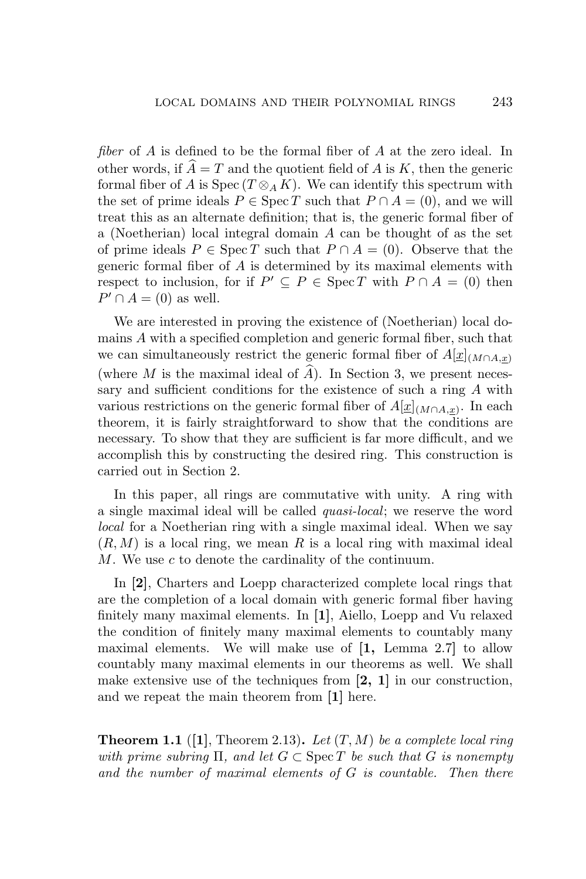*fiber* of $A$ is defined to be the formal fiber of $A$ at the zero ideal. In other words, if $\widehat{A} = T$ and the quotient field of $A$ is $K$, then the generic formal fiber of $A$ is $\operatorname{Spec}(T \otimes_A K)$. We can identify this spectrum with the set of prime ideals $P \in \operatorname{Spec} T$ such that $P \cap A = (0)$, and we will treat this as an alternate definition; that is, the generic formal fiber of a (Noetherian) local integral domain $A$ can be thought of as the set of prime ideals $P \in \operatorname{Spec} T$ such that $P \cap A = (0)$. Observe that the generic formal fiber of $A$ is determined by its maximal elements with respect to inclusion, for if $P' \subseteq P \in \operatorname{Spec} T$ with $P \cap A = (0)$ then $P' \cap A = (0)$ as well.

We are interested in proving the existence of (Noetherian) local domains $A$ with a specified completion and generic formal fiber, such that we can simultaneously restrict the generic formal fiber of $A[\underline{x}]_{(M \cap A, \underline{x})}$ (where $M$ is the maximal ideal of $\widehat{A}$). In Section 3, we present necessary and sufficient conditions for the existence of such a ring $A$ with various restrictions on the generic formal fiber of $A[\underline{x}]_{(M \cap A, \underline{x})}$. In each theorem, it is fairly straightforward to show that the conditions are necessary. To show that they are sufficient is far more difficult, and we accomplish this by constructing the desired ring. This construction is carried out in Section 2.

In this paper, all rings are commutative with unity. A ring with a single maximal ideal will be called *quasi-local*; we reserve the word *local* for a Noetherian ring with a single maximal ideal. When we say $(R, M)$ is a local ring, we mean $R$ is a local ring with maximal ideal $M$. We use $c$ to denote the cardinality of the continuum.

In **[2]**, Charters and Loepp characterized complete local rings that are the completion of a local domain with generic formal fiber having finitely many maximal elements. In **[1]**, Aiello, Loepp and Vu relaxed the condition of finitely many maximal elements to countably many maximal elements. We will make use of **[1,** Lemma 2.7**]** to allow countably many maximal elements in our theorems as well. We shall make extensive use of the techniques from **[2, 1]** in our construction, and we repeat the main theorem from **[1]** here.

**Theorem 1.1** ([**1**], Theorem 2.13)**.** *Let $(T, M)$ be a complete local ring with prime subring $\Pi$, and let $G \subset \operatorname{Spec} T$ be such that $G$ is nonempty and the number of maximal elements of $G$ is countable. Then there*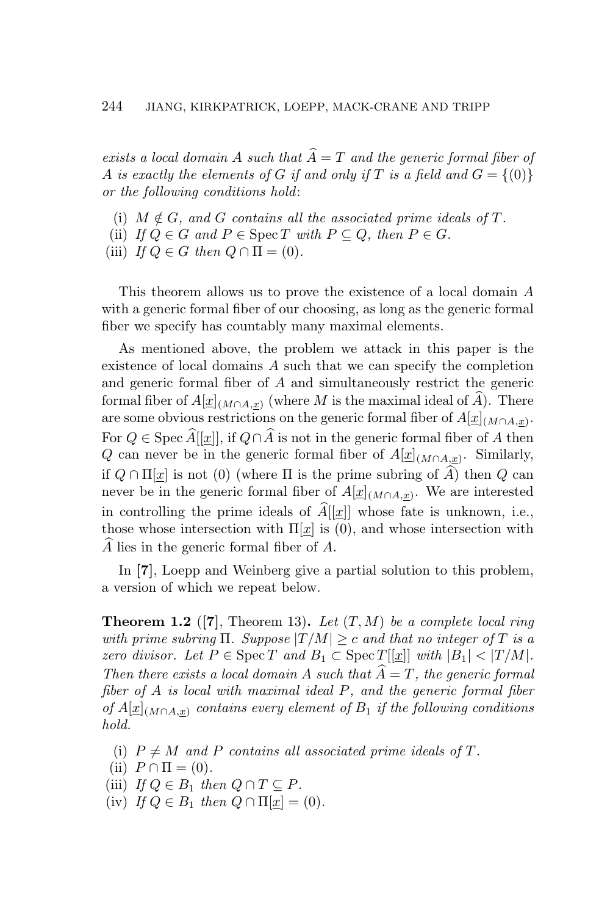*exists a local domain $A$ such that $\widehat{A} = T$ and the generic formal fiber of $A$ is exactly the elements of $G$ if and only if $T$ is a field and $G = \{(0)\}$ or the following conditions hold*:

(i) *$M \notin G$, and $G$ contains all the associated prime ideals of $T$.*
(ii) *If $Q \in G$ and $P \in \operatorname{Spec} T$ with $P \subseteq Q$, then $P \in G$.*
(iii) *If $Q \in G$ then $Q \cap \Pi = (0)$.*

This theorem allows us to prove the existence of a local domain $A$ with a generic formal fiber of our choosing, as long as the generic formal fiber we specify has countably many maximal elements.

As mentioned above, the problem we attack in this paper is the existence of local domains $A$ such that we can specify the completion and generic formal fiber of $A$ and simultaneously restrict the generic formal fiber of $A[\underline{x}]_{(M \cap A, \underline{x})}$ (where $M$ is the maximal ideal of $\widehat{A}$). There are some obvious restrictions on the generic formal fiber of $A[\underline{x}]_{(M \cap A, \underline{x})}$. For $Q \in \operatorname{Spec} \widehat{A}[[\underline{x}]]$, if $Q \cap \widehat{A}$ is not in the generic formal fiber of $A$ then $Q$ can never be in the generic formal fiber of $A[\underline{x}]_{(M \cap A, \underline{x})}$. Similarly, if $Q \cap \Pi[\underline{x}]$ is not $(0)$ (where $\Pi$ is the prime subring of $\widehat{A}$) then $Q$ can never be in the generic formal fiber of $A[\underline{x}]_{(M \cap A, \underline{x})}$. We are interested in controlling the prime ideals of $\widehat{A}[[\underline{x}]]$ whose fate is unknown, i.e., those whose intersection with $\Pi[\underline{x}]$ is $(0)$, and whose intersection with $\widehat{A}$ lies in the generic formal fiber of $A$.

In **[7]**, Loepp and Weinberg give a partial solution to this problem, a version of which we repeat below.

**Theorem 1.2** (**[7]**, Theorem 13)**.** *Let $(T, M)$ be a complete local ring with prime subring $\Pi$. Suppose $|T/M| \geq c$ and that no integer of $T$ is a zero divisor. Let $P \in \operatorname{Spec} T$ and $B_1 \subset \operatorname{Spec} T[[\underline{x}]]$ with $|B_1| < |T/M|$. Then there exists a local domain $A$ such that $\widehat{A} = T$, the generic formal fiber of $A$ is local with maximal ideal $P$, and the generic formal fiber of $A[\underline{x}]_{(M \cap A, \underline{x})}$ contains every element of $B_1$ if the following conditions hold.*

(i) *$P \neq M$ and $P$ contains all associated prime ideals of $T$.*
(ii) *$P \cap \Pi = (0)$.*
(iii) *If $Q \in B_1$ then $Q \cap T \subseteq P$.*
(iv) *If $Q \in B_1$ then $Q \cap \Pi[\underline{x}] = (0)$.*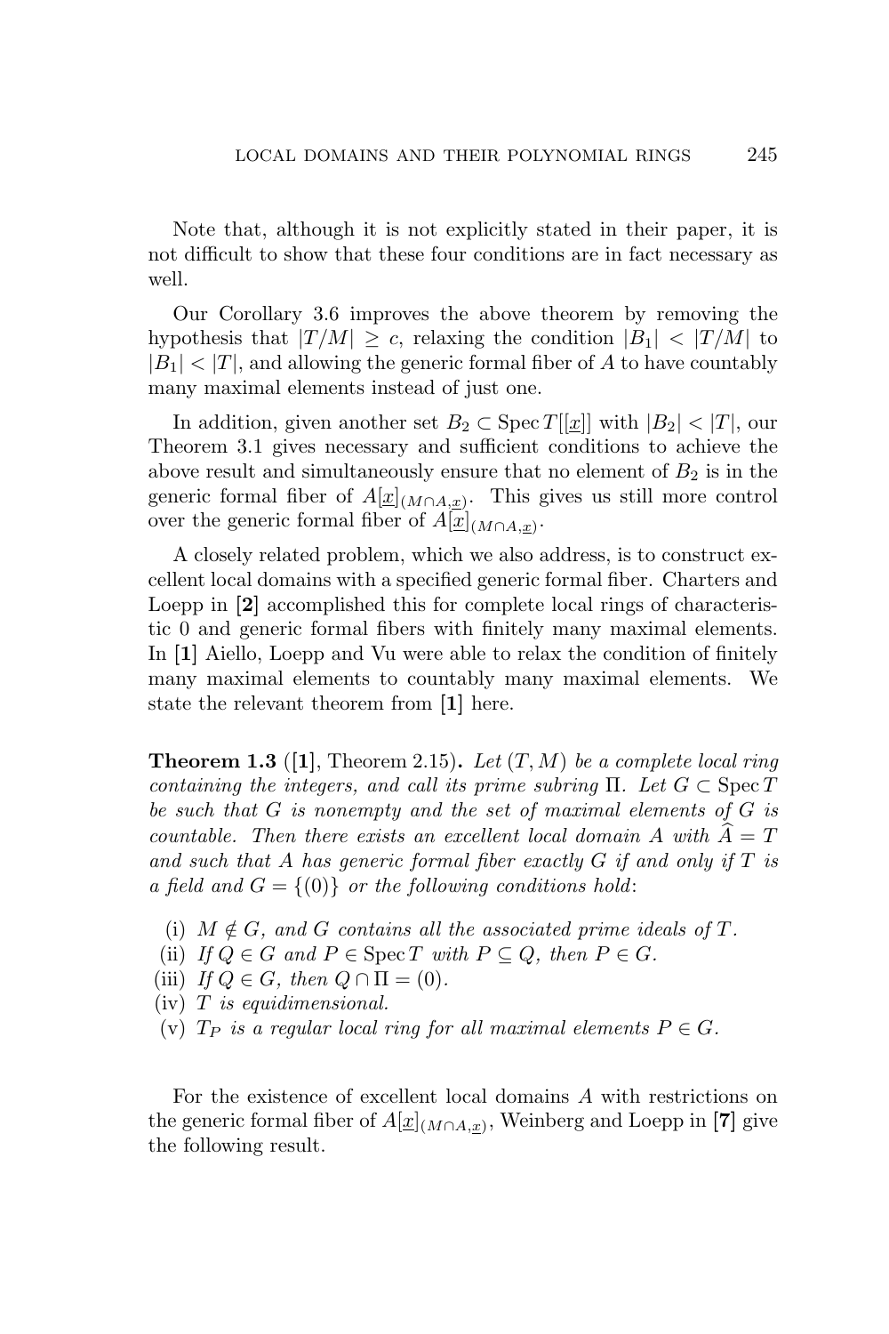Note that, although it is not explicitly stated in their paper, it is not difficult to show that these four conditions are in fact necessary as well.

Our Corollary 3.6 improves the above theorem by removing the hypothesis that $|T/M| \geq c$, relaxing the condition $|B_1| < |T/M|$ to $|B_1| < |T|$, and allowing the generic formal fiber of $A$ to have countably many maximal elements instead of just one.

In addition, given another set $B_2 \subset \operatorname{Spec} T[[\underline{x}]]$ with $|B_2| < |T|$, our Theorem 3.1 gives necessary and sufficient conditions to achieve the above result and simultaneously ensure that no element of $B_2$ is in the generic formal fiber of $A[\underline{x}]_{(M \cap A, \underline{x})}$. This gives us still more control over the generic formal fiber of $A[\underline{x}]_{(M \cap A, \underline{x})}$.

A closely related problem, which we also address, is to construct excellent local domains with a specified generic formal fiber. Charters and Loepp in **[2]** accomplished this for complete local rings of characteristic 0 and generic formal fibers with finitely many maximal elements. In **[1]** Aiello, Loepp and Vu were able to relax the condition of finitely many maximal elements to countably many maximal elements. We state the relevant theorem from **[1]** here.

**Theorem 1.3** ([**1**], Theorem 2.15)**.** *Let $(T, M)$ be a complete local ring containing the integers, and call its prime subring $\Pi$. Let $G \subset \operatorname{Spec} T$ be such that $G$ is nonempty and the set of maximal elements of $G$ is countable. Then there exists an excellent local domain $A$ with $\widehat{A} = T$ and such that $A$ has generic formal fiber exactly $G$ if and only if $T$ is a field and $G = \{(0)\}$ or the following conditions hold*:

- (i) *$M \notin G$, and $G$ contains all the associated prime ideals of $T$.*
- (ii) *If $Q \in G$ and $P \in \operatorname{Spec} T$ with $P \subseteq Q$, then $P \in G$.*
- (iii) *If $Q \in G$, then $Q \cap \Pi = (0)$.*
- (iv) *$T$ is equidimensional.*
- (v) *$T_P$ is a regular local ring for all maximal elements $P \in G$.*

For the existence of excellent local domains $A$ with restrictions on the generic formal fiber of $A[\underline{x}]_{(M \cap A, \underline{x})}$, Weinberg and Loepp in **[7]** give the following result.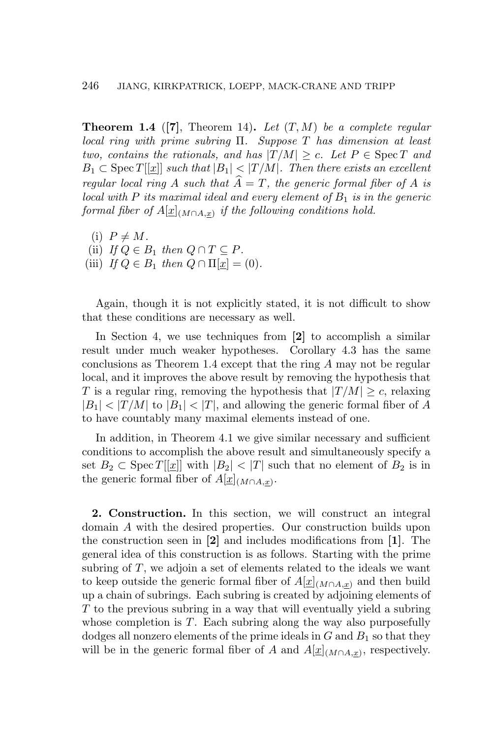**Theorem 1.4** ([**7**], Theorem 14)**.** *Let $(T, M)$ be a complete regular local ring with prime subring $\Pi$. Suppose $T$ has dimension at least two, contains the rationals, and has $|T/M| \geq c$. Let $P \in \operatorname{Spec} T$ and $B_1 \subset \operatorname{Spec} T[[\underline{x}]]$ such that $|B_1| < |T/M|$. Then there exists an excellent regular local ring $A$ such that $\widehat{A} = T$, the generic formal fiber of $A$ is local with $P$ its maximal ideal and every element of $B_1$ is in the generic formal fiber of $A[\underline{x}]_{(M \cap A, \underline{x})}$ if the following conditions hold.*

(i) *$P \neq M$.*
(ii) *If $Q \in B_1$ then $Q \cap T \subseteq P$.*
(iii) *If $Q \in B_1$ then $Q \cap \Pi[\underline{x}] = (0)$.*

Again, though it is not explicitly stated, it is not difficult to show that these conditions are necessary as well.

In Section 4, we use techniques from [**2**] to accomplish a similar result under much weaker hypotheses. Corollary 4.3 has the same conclusions as Theorem 1.4 except that the ring $A$ may not be regular local, and it improves the above result by removing the hypothesis that $T$ is a regular ring, removing the hypothesis that $|T/M| \geq c$, relaxing $|B_1| < |T/M|$ to $|B_1| < |T|$, and allowing the generic formal fiber of $A$ to have countably many maximal elements instead of one.

In addition, in Theorem 4.1 we give similar necessary and sufficient conditions to accomplish the above result and simultaneously specify a set $B_2 \subset \operatorname{Spec} T[[\underline{x}]]$ with $|B_2| < |T|$ such that no element of $B_2$ is in the generic formal fiber of $A[\underline{x}]_{(M \cap A, \underline{x})}$.

**2. Construction.** In this section, we will construct an integral domain $A$ with the desired properties. Our construction builds upon the construction seen in [**2**] and includes modifications from [**1**]. The general idea of this construction is as follows. Starting with the prime subring of $T$, we adjoin a set of elements related to the ideals we want to keep outside the generic formal fiber of $A[\underline{x}]_{(M \cap A, \underline{x})}$ and then build up a chain of subrings. Each subring is created by adjoining elements of $T$ to the previous subring in a way that will eventually yield a subring whose completion is $T$. Each subring along the way also purposefully dodges all nonzero elements of the prime ideals in $G$ and $B_1$ so that they will be in the generic formal fiber of $A$ and $A[\underline{x}]_{(M \cap A, \underline{x})}$, respectively.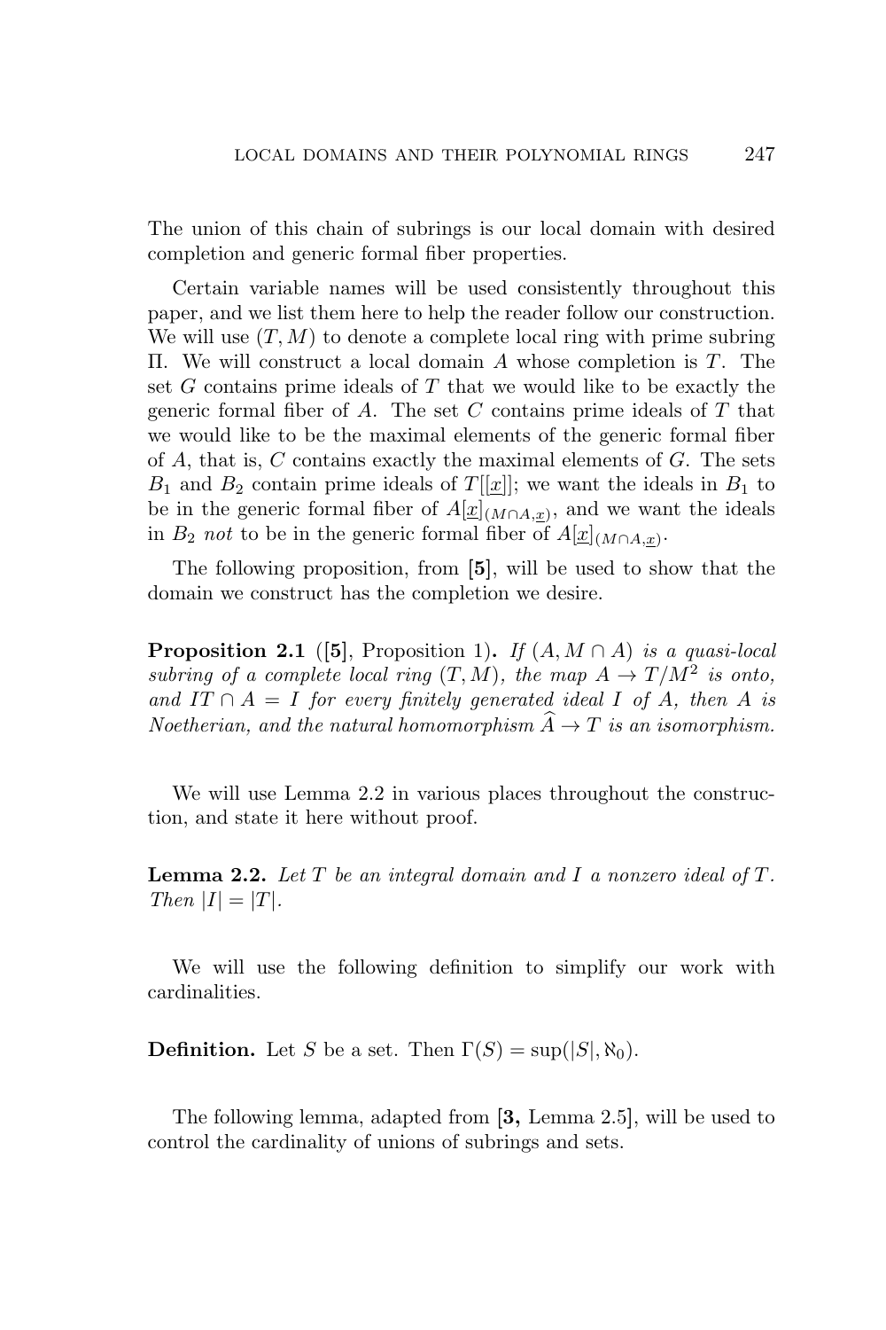The union of this chain of subrings is our local domain with desired completion and generic formal fiber properties.

Certain variable names will be used consistently throughout this paper, and we list them here to help the reader follow our construction. We will use $(T, M)$ to denote a complete local ring with prime subring $\Pi$. We will construct a local domain $A$ whose completion is $T$. The set $G$ contains prime ideals of $T$ that we would like to be exactly the generic formal fiber of $A$. The set $C$ contains prime ideals of $T$ that we would like to be the maximal elements of the generic formal fiber of $A$, that is, $C$ contains exactly the maximal elements of $G$. The sets $B_1$ and $B_2$ contain prime ideals of $T[[\underline{x}]]$; we want the ideals in $B_1$ to be in the generic formal fiber of $A[\underline{x}]_{(M \cap A, \underline{x})}$, and we want the ideals in $B_2$ *not* to be in the generic formal fiber of $A[\underline{x}]_{(M \cap A, \underline{x})}$.

The following proposition, from **[5]**, will be used to show that the domain we construct has the completion we desire.

**Proposition 2.1** (**[5]**, Proposition 1)**.** *If $(A, M \cap A)$ is a quasi-local subring of a complete local ring $(T, M)$, the map $A \to T/M^2$ is onto, and $IT \cap A = I$ for every finitely generated ideal $I$ of $A$, then $A$ is Noetherian, and the natural homomorphism $\widehat{A} \to T$ is an isomorphism.*

We will use Lemma 2.2 in various places throughout the construction, and state it here without proof.

**Lemma 2.2.** *Let $T$ be an integral domain and $I$ a nonzero ideal of $T$. Then $|I| = |T|$.*

We will use the following definition to simplify our work with cardinalities.

**Definition.** Let $S$ be a set. Then $\Gamma(S) = \sup(|S|, \aleph_0)$.

The following lemma, adapted from **[3,** Lemma 2.5], will be used to control the cardinality of unions of subrings and sets.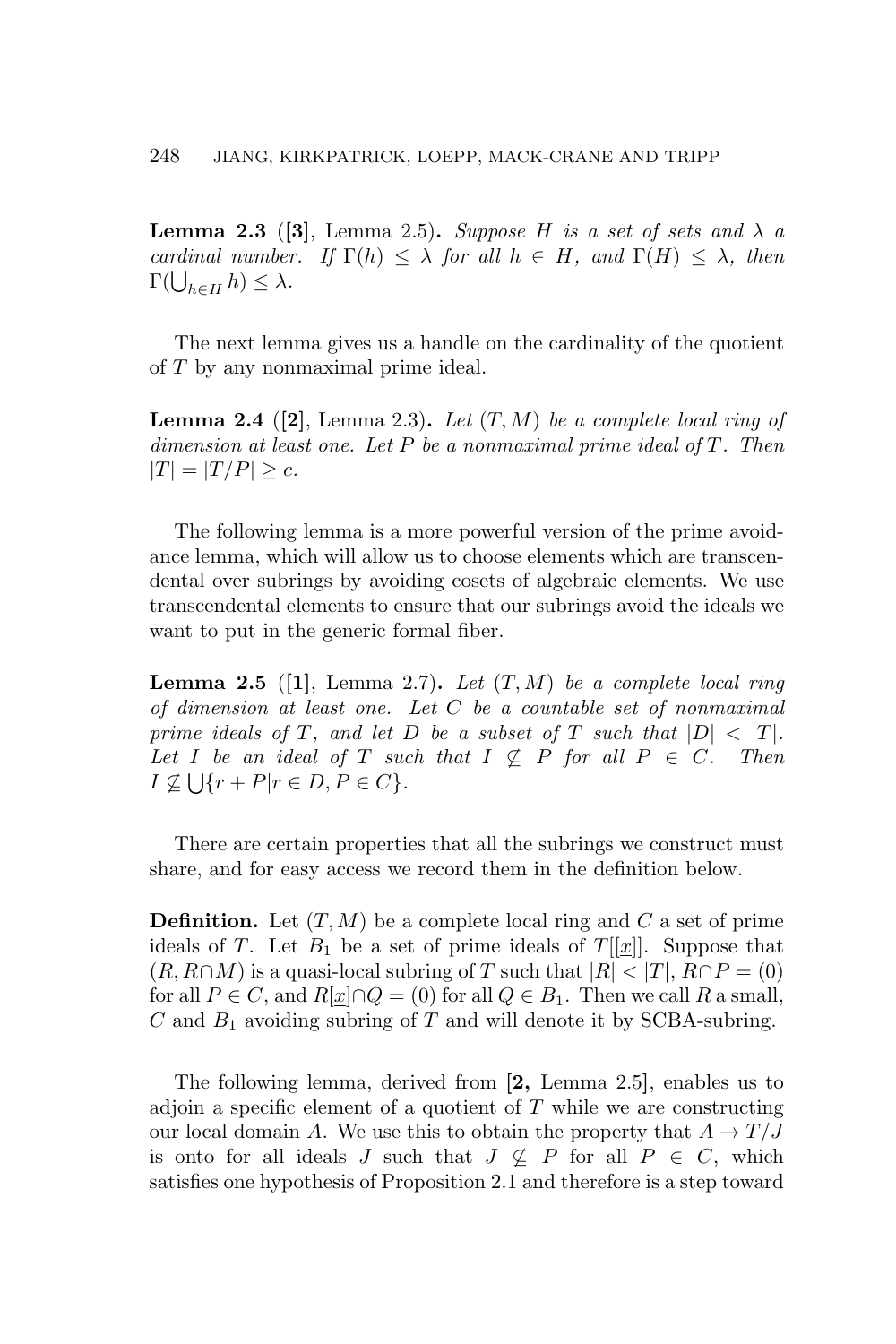**Lemma 2.3** ([**3**], Lemma 2.5)**.** *Suppose $H$ is a set of sets and $\lambda$ a cardinal number. If $\Gamma(h) \leq \lambda$ for all $h \in H$, and $\Gamma(H) \leq \lambda$, then $\Gamma(\bigcup_{h \in H} h) \leq \lambda$.*

The next lemma gives us a handle on the cardinality of the quotient of $T$ by any nonmaximal prime ideal.

**Lemma 2.4** ([**2**], Lemma 2.3)**.** *Let $(T, M)$ be a complete local ring of dimension at least one. Let $P$ be a nonmaximal prime ideal of $T$. Then $|T| = |T/P| \geq c$.*

The following lemma is a more powerful version of the prime avoidance lemma, which will allow us to choose elements which are transcendental over subrings by avoiding cosets of algebraic elements. We use transcendental elements to ensure that our subrings avoid the ideals we want to put in the generic formal fiber.

**Lemma 2.5** ([**1**], Lemma 2.7)**.** *Let $(T, M)$ be a complete local ring of dimension at least one. Let $C$ be a countable set of nonmaximal prime ideals of $T$, and let $D$ be a subset of $T$ such that $|D| < |T|$. Let $I$ be an ideal of $T$ such that $I \not\subseteq P$ for all $P \in C$. Then $I \not\subseteq \bigcup\{r + P | r \in D, P \in C\}$.*

There are certain properties that all the subrings we construct must share, and for easy access we record them in the definition below.

**Definition.** Let $(T, M)$ be a complete local ring and $C$ a set of prime ideals of $T$. Let $B_1$ be a set of prime ideals of $T[[\underline{x}]]$. Suppose that $(R, R \cap M)$ is a quasi-local subring of $T$ such that $|R| < |T|$, $R \cap P = (0)$ for all $P \in C$, and $R[\underline{x}] \cap Q = (0)$ for all $Q \in B_1$. Then we call $R$ a small, $C$ and $B_1$ avoiding subring of $T$ and will denote it by SCBA-subring.

The following lemma, derived from [**2,** Lemma 2.5], enables us to adjoin a specific element of a quotient of $T$ while we are constructing our local domain $A$. We use this to obtain the property that $A \to T/J$ is onto for all ideals $J$ such that $J \not\subseteq P$ for all $P \in C$, which satisfies one hypothesis of Proposition 2.1 and therefore is a step toward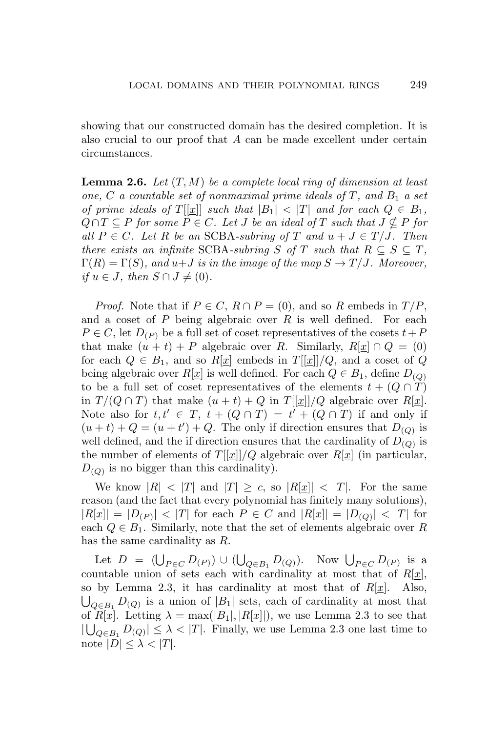showing that our constructed domain has the desired completion. It is also crucial to our proof that $A$ can be made excellent under certain circumstances.

**Lemma 2.6.** *Let $(T, M)$ be a complete local ring of dimension at least one, $C$ a countable set of nonmaximal prime ideals of $T$, and $B_1$ a set of prime ideals of $T[[\underline{x}]]$ such that $|B_1| < |T|$ and for each $Q \in B_1$, $Q \cap T \subseteq P$ for some $P \in C$. Let $J$ be an ideal of $T$ such that $J \nsubseteq P$ for all $P \in C$. Let $R$ be an* SCBA*-subring of $T$ and $u + J \in T/J$. Then there exists an infinite* SCBA*-subring $S$ of $T$ such that $R \subseteq S \subseteq T$, $\Gamma(R) = \Gamma(S)$, and $u+J$ is in the image of the map $S \to T/J$. Moreover, if $u \in J$, then $S \cap J \neq (0)$.*

*Proof.* Note that if $P \in C$, $R \cap P = (0)$, and so $R$ embeds in $T/P$, and a coset of $P$ being algebraic over $R$ is well defined. For each $P \in C$, let $D_{(P)}$ be a full set of coset representatives of the cosets $t + P$ that make $(u + t) + P$ algebraic over $R$. Similarly, $R[\underline{x}] \cap Q = (0)$ for each $Q \in B_1$, and so $R[\underline{x}]$ embeds in $T[[\underline{x}]]/Q$, and a coset of $Q$ being algebraic over $R[\underline{x}]$ is well defined. For each $Q \in B_1$, define $D_{(Q)}$ to be a full set of coset representatives of the elements $t + (Q \cap T)$ in $T/(Q \cap T)$ that make $(u + t) + Q$ in $T[[\underline{x}]]/Q$ algebraic over $R[\underline{x}]$. Note also for $t, t' \in T$, $t + (Q \cap T) = t' + (Q \cap T)$ if and only if $(u + t) + Q = (u + t') + Q$. The only if direction ensures that $D_{(Q)}$ is well defined, and the if direction ensures that the cardinality of $D_{(Q)}$ is the number of elements of $T[[\underline{x}]]/Q$ algebraic over $R[\underline{x}]$ (in particular, $D_{(Q)}$ is no bigger than this cardinality).

We know $|R| < |T|$ and $|T| \geq c$, so $|R[\underline{x}]| < |T|$. For the same reason (and the fact that every polynomial has finitely many solutions), $|R[\underline{x}]| = |D_{(P)}| < |T|$ for each $P \in C$ and $|R[\underline{x}]| = |D_{(Q)}| < |T|$ for each $Q \in B_1$. Similarly, note that the set of elements algebraic over $R$ has the same cardinality as $R$.

Let $D = (\bigcup_{P \in C} D_{(P)}) \cup (\bigcup_{Q \in B_1} D_{(Q)})$. Now $\bigcup_{P \in C} D_{(P)}$ is a countable union of sets each with cardinality at most that of $R[\underline{x}]$, so by Lemma 2.3, it has cardinality at most that of $R[\underline{x}]$. Also, $\bigcup_{Q \in B_1} D_{(Q)}$ is a union of $|B_1|$ sets, each of cardinality at most that of $R[\underline{x}]$. Letting $\lambda = \max(|B_1|, |R[\underline{x}]|)$, we use Lemma 2.3 to see that $|\bigcup_{Q \in B_1} D_{(Q)}| \leq \lambda < |T|$. Finally, we use Lemma 2.3 one last time to note $|D| \leq \lambda < |T|$.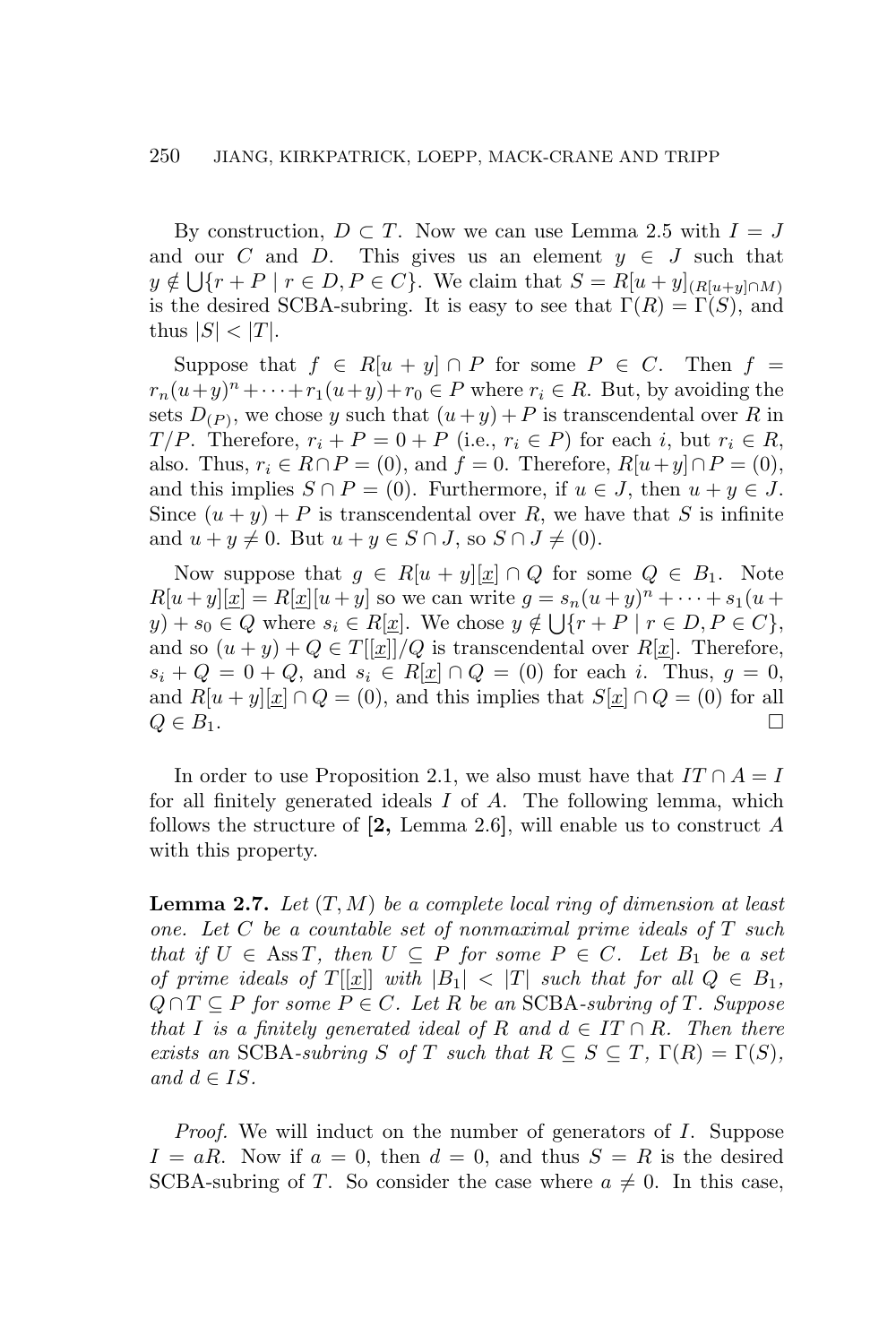By construction, $D \subset T$. Now we can use Lemma 2.5 with $I = J$ and our $C$ and $D$. This gives us an element $y \in J$ such that $y \notin \bigcup\{r + P \mid r \in D, P \in C\}$. We claim that $S = R[u+y]_{(R[u+y]\cap M)}$ is the desired SCBA-subring. It is easy to see that $\Gamma(R) = \Gamma(S)$, and thus $|S| < |T|$.

Suppose that $f \in R[u + y] \cap P$ for some $P \in C$. Then $f = r_n(u+y)^n + \cdots + r_1(u+y) + r_0 \in P$ where $r_i \in R$. But, by avoiding the sets $D_{(P)}$, we chose $y$ such that $(u+y)+P$ is transcendental over $R$ in $T/P$. Therefore, $r_i + P = 0 + P$ (i.e., $r_i \in P$) for each $i$, but $r_i \in R$, also. Thus, $r_i \in R \cap P = (0)$, and $f = 0$. Therefore, $R[u+y]\cap P = (0)$, and this implies $S \cap P = (0)$. Furthermore, if $u \in J$, then $u + y \in J$. Since $(u + y) + P$ is transcendental over $R$, we have that $S$ is infinite and $u + y \neq 0$. But $u + y \in S \cap J$, so $S \cap J \neq (0)$.

Now suppose that $g \in R[u + y][\underline{x}] \cap Q$ for some $Q \in B_1$. Note $R[u+y][\underline{x}] = R[\underline{x}][u+y]$ so we can write $g = s_n(u+y)^n + \cdots + s_1(u+y) + s_0 \in Q$ where $s_i \in R[\underline{x}]$. We chose $y \notin \bigcup\{r + P \mid r \in D, P \in C\}$, and so $(u+y) + Q \in T[[\underline{x}]]/Q$ is transcendental over $R[\underline{x}]$. Therefore, $s_i + Q = 0 + Q$, and $s_i \in R[\underline{x}] \cap Q = (0)$ for each $i$. Thus, $g = 0$, and $R[u + y][\underline{x}] \cap Q = (0)$, and this implies that $S[\underline{x}] \cap Q = (0)$ for all $Q \in B_1$. $\square$

In order to use Proposition 2.1, we also must have that $IT \cap A = I$ for all finitely generated ideals $I$ of $A$. The following lemma, which follows the structure of **[2,** Lemma 2.6], will enable us to construct $A$ with this property.

**Lemma 2.7.** *Let $(T, M)$ be a complete local ring of dimension at least one. Let $C$ be a countable set of nonmaximal prime ideals of $T$ such that if $U \in \operatorname{Ass} T$, then $U \subseteq P$ for some $P \in C$. Let $B_1$ be a set of prime ideals of $T[[\underline{x}]]$ with $|B_1| < |T|$ such that for all $Q \in B_1$, $Q \cap T \subseteq P$ for some $P \in C$. Let $R$ be an* SCBA*-subring of $T$. Suppose that $I$ is a finitely generated ideal of $R$ and $d \in IT \cap R$. Then there exists an* SCBA*-subring $S$ of $T$ such that $R \subseteq S \subseteq T$, $\Gamma(R) = \Gamma(S)$, and $d \in IS$.*

*Proof.* We will induct on the number of generators of $I$. Suppose $I = aR$. Now if $a = 0$, then $d = 0$, and thus $S = R$ is the desired SCBA-subring of $T$. So consider the case where $a \neq 0$. In this case,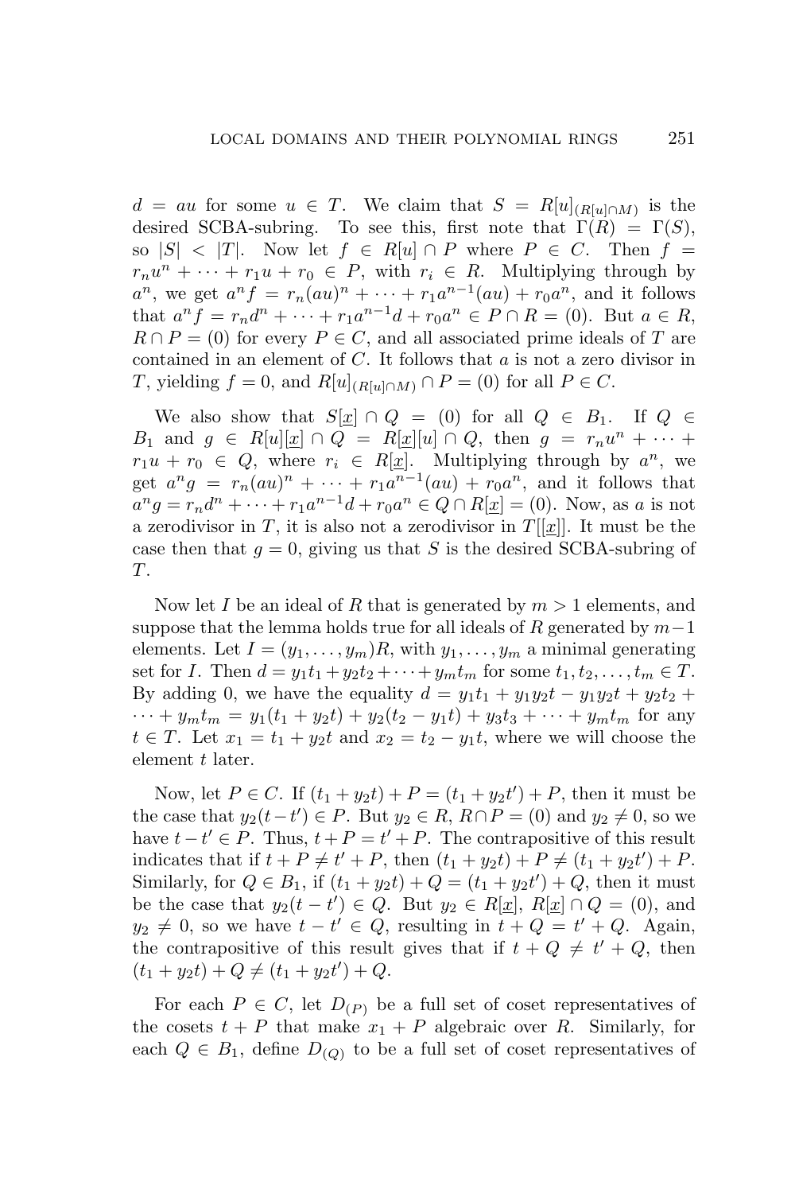$d = au$ for some $u \in T$. We claim that $S = R[u]_{(R[u] \cap M)}$ is the desired SCBA-subring. To see this, first note that $\Gamma(R) = \Gamma(S)$, so $|S| < |T|$. Now let $f \in R[u] \cap P$ where $P \in C$. Then $f = r_n u^n + \cdots + r_1 u + r_0 \in P$, with $r_i \in R$. Multiplying through by $a^n$, we get $a^n f = r_n (au)^n + \cdots + r_1 a^{n-1}(au) + r_0 a^n$, and it follows that $a^n f = r_n d^n + \cdots + r_1 a^{n-1} d + r_0 a^n \in P \cap R = (0)$. But $a \in R$, $R \cap P = (0)$ for every $P \in C$, and all associated prime ideals of $T$ are contained in an element of $C$. It follows that $a$ is not a zero divisor in $T$, yielding $f = 0$, and $R[u]_{(R[u] \cap M)} \cap P = (0)$ for all $P \in C$.

We also show that $S[\underline{x}] \cap Q = (0)$ for all $Q \in B_1$. If $Q \in B_1$ and $g \in R[u][\underline{x}] \cap Q = R[\underline{x}][u] \cap Q$, then $g = r_n u^n + \cdots + r_1 u + r_0 \in Q$, where $r_i \in R[\underline{x}]$. Multiplying through by $a^n$, we get $a^n g = r_n (au)^n + \cdots + r_1 a^{n-1}(au) + r_0 a^n$, and it follows that $a^n g = r_n d^n + \cdots + r_1 a^{n-1} d + r_0 a^n \in Q \cap R[\underline{x}] = (0)$. Now, as $a$ is not a zerodivisor in $T$, it is also not a zerodivisor in $T[[\underline{x}]]$. It must be the case then that $g = 0$, giving us that $S$ is the desired SCBA-subring of $T$.

Now let $I$ be an ideal of $R$ that is generated by $m > 1$ elements, and suppose that the lemma holds true for all ideals of $R$ generated by $m-1$ elements. Let $I = (y_1, \ldots, y_m)R$, with $y_1, \ldots, y_m$ a minimal generating set for $I$. Then $d = y_1 t_1 + y_2 t_2 + \cdots + y_m t_m$ for some $t_1, t_2, \ldots, t_m \in T$. By adding 0, we have the equality $d = y_1 t_1 + y_1 y_2 t - y_1 y_2 t + y_2 t_2 + \cdots + y_m t_m = y_1(t_1 + y_2 t) + y_2(t_2 - y_1 t) + y_3 t_3 + \cdots + y_m t_m$ for any $t \in T$. Let $x_1 = t_1 + y_2 t$ and $x_2 = t_2 - y_1 t$, where we will choose the element $t$ later.

Now, let $P \in C$. If $(t_1 + y_2 t) + P = (t_1 + y_2 t') + P$, then it must be the case that $y_2(t - t') \in P$. But $y_2 \in R$, $R \cap P = (0)$ and $y_2 \neq 0$, so we have $t - t' \in P$. Thus, $t + P = t' + P$. The contrapositive of this result indicates that if $t + P \neq t' + P$, then $(t_1 + y_2 t) + P \neq (t_1 + y_2 t') + P$. Similarly, for $Q \in B_1$, if $(t_1 + y_2 t) + Q = (t_1 + y_2 t') + Q$, then it must be the case that $y_2(t - t') \in Q$. But $y_2 \in R[\underline{x}]$, $R[\underline{x}] \cap Q = (0)$, and $y_2 \neq 0$, so we have $t - t' \in Q$, resulting in $t + Q = t' + Q$. Again, the contrapositive of this result gives that if $t + Q \neq t' + Q$, then $(t_1 + y_2 t) + Q \neq (t_1 + y_2 t') + Q$.

For each $P \in C$, let $D_{(P)}$ be a full set of coset representatives of the cosets $t + P$ that make $x_1 + P$ algebraic over $R$. Similarly, for each $Q \in B_1$, define $D_{(Q)}$ to be a full set of coset representatives of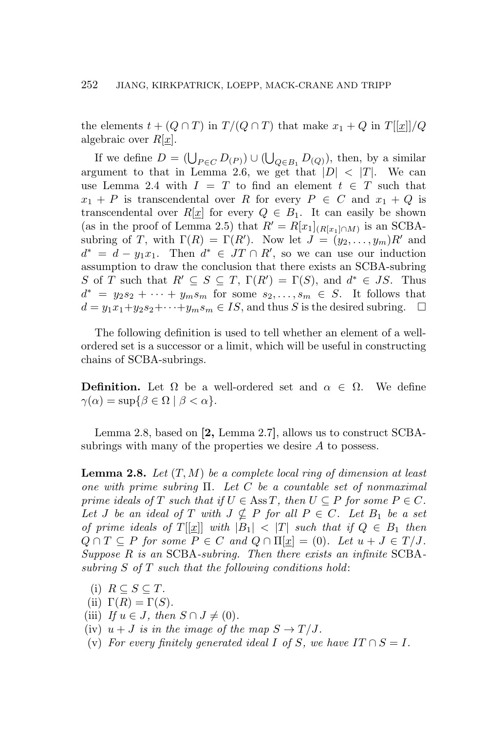the elements $t + (Q \cap T)$ in $T/(Q \cap T)$ that make $x_1 + Q$ in $T[[\underline{x}]]/Q$ algebraic over $R[\underline{x}]$.

If we define $D = (\bigcup_{P \in C} D_{(P)}) \cup (\bigcup_{Q \in B_1} D_{(Q)})$, then, by a similar argument to that in Lemma 2.6, we get that $|D| < |T|$. We can use Lemma 2.4 with $I = T$ to find an element $t \in T$ such that $x_1 + P$ is transcendental over $R$ for every $P \in C$ and $x_1 + Q$ is transcendental over $R[\underline{x}]$ for every $Q \in B_1$. It can easily be shown (as in the proof of Lemma 2.5) that $R' = R[x_1]_{(R[x_1] \cap M)}$ is an SCBA-subring of $T$, with $\Gamma(R) = \Gamma(R')$. Now let $J = (y_2, \ldots, y_m)R'$ and $d^* = d - y_1 x_1$. Then $d^* \in JT \cap R'$, so we can use our induction assumption to draw the conclusion that there exists an SCBA-subring $S$ of $T$ such that $R' \subseteq S \subseteq T$, $\Gamma(R') = \Gamma(S)$, and $d^* \in JS$. Thus $d^* = y_2 s_2 + \cdots + y_m s_m$ for some $s_2, \ldots, s_m \in S$. It follows that $d = y_1 x_1 + y_2 s_2 + \cdots + y_m s_m \in IS$, and thus $S$ is the desired subring. $\square$

The following definition is used to tell whether an element of a well-ordered set is a successor or a limit, which will be useful in constructing chains of SCBA-subrings.

**Definition.** Let $\Omega$ be a well-ordered set and $\alpha \in \Omega$. We define $\gamma(\alpha) = \sup\{\beta \in \Omega \mid \beta < \alpha\}$.

Lemma 2.8, based on [**2,** Lemma 2.7], allows us to construct SCBA-subrings with many of the properties we desire $A$ to possess.

**Lemma 2.8.** *Let $(T, M)$ be a complete local ring of dimension at least one with prime subring $\Pi$. Let $C$ be a countable set of nonmaximal prime ideals of $T$ such that if $U \in \operatorname{Ass} T$, then $U \subseteq P$ for some $P \in C$. Let $J$ be an ideal of $T$ with $J \not\subseteq P$ for all $P \in C$. Let $B_1$ be a set of prime ideals of $T[[\underline{x}]]$ with $|B_1| < |T|$ such that if $Q \in B_1$ then $Q \cap T \subseteq P$ for some $P \in C$ and $Q \cap \Pi[\underline{x}] = (0)$. Let $u + J \in T/J$. Suppose $R$ is an* SCBA*-subring. Then there exists an infinite* SCBA*-subring $S$ of $T$ such that the following conditions hold*:

(i) $R \subseteq S \subseteq T$.

(ii) $\Gamma(R) = \Gamma(S)$.

(iii) *If $u \in J$, then $S \cap J \neq (0)$.*

(iv) *$u + J$ is in the image of the map $S \to T/J$.*

(v) *For every finitely generated ideal $I$ of $S$, we have $IT \cap S = I$.*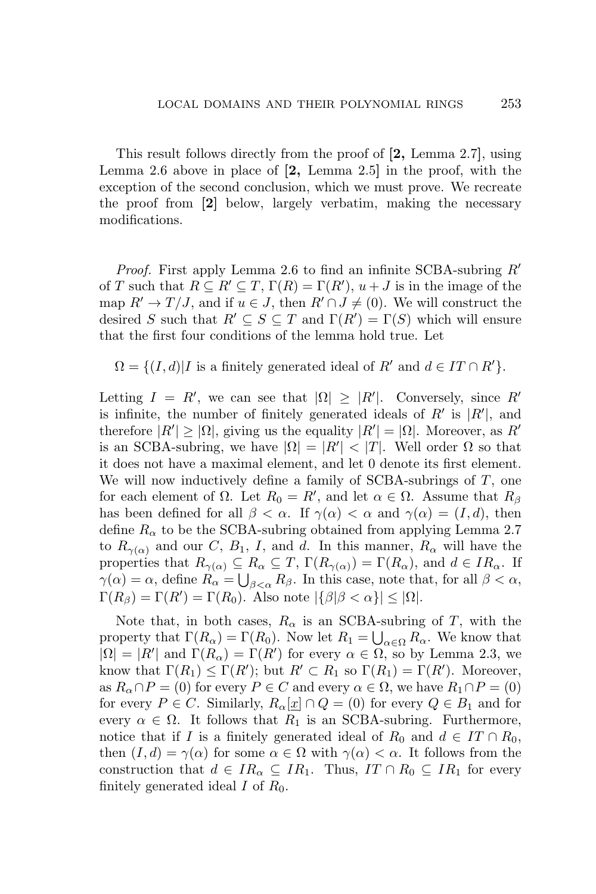This result follows directly from the proof of **[2,** Lemma 2.7], using Lemma 2.6 above in place of **[2,** Lemma 2.5] in the proof, with the exception of the second conclusion, which we must prove. We recreate the proof from **[2]** below, largely verbatim, making the necessary modifications.

*Proof.* First apply Lemma 2.6 to find an infinite SCBA-subring $R'$ of $T$ such that $R \subseteq R' \subseteq T$, $\Gamma(R) = \Gamma(R')$, $u + J$ is in the image of the map $R' \to T/J$, and if $u \in J$, then $R' \cap J \neq (0)$. We will construct the desired $S$ such that $R' \subseteq S \subseteq T$ and $\Gamma(R') = \Gamma(S)$ which will ensure that the first four conditions of the lemma hold true. Let

$$\Omega = \{(I, d) | I \text{ is a finitely generated ideal of } R' \text{ and } d \in IT \cap R'\}.$$

Letting $I = R'$, we can see that $|\Omega| \geq |R'|$. Conversely, since $R'$ is infinite, the number of finitely generated ideals of $R'$ is $|R'|$, and therefore $|R'| \geq |\Omega|$, giving us the equality $|R'| = |\Omega|$. Moreover, as $R'$ is an SCBA-subring, we have $|\Omega| = |R'| < |T|$. Well order $\Omega$ so that it does not have a maximal element, and let 0 denote its first element. We will now inductively define a family of SCBA-subrings of $T$, one for each element of $\Omega$. Let $R_0 = R'$, and let $\alpha \in \Omega$. Assume that $R_\beta$ has been defined for all $\beta < \alpha$. If $\gamma(\alpha) < \alpha$ and $\gamma(\alpha) = (I, d)$, then define $R_\alpha$ to be the SCBA-subring obtained from applying Lemma 2.7 to $R_{\gamma(\alpha)}$ and our $C$, $B_1$, $I$, and $d$. In this manner, $R_\alpha$ will have the properties that $R_{\gamma(\alpha)} \subseteq R_\alpha \subseteq T$, $\Gamma(R_{\gamma(\alpha)}) = \Gamma(R_\alpha)$, and $d \in IR_\alpha$. If $\gamma(\alpha) = \alpha$, define $R_\alpha = \bigcup_{\beta<\alpha} R_\beta$. In this case, note that, for all $\beta < \alpha$, $\Gamma(R_\beta) = \Gamma(R') = \Gamma(R_0)$. Also note $|\{\beta | \beta < \alpha\}| \leq |\Omega|$.

Note that, in both cases, $R_\alpha$ is an SCBA-subring of $T$, with the property that $\Gamma(R_\alpha) = \Gamma(R_0)$. Now let $R_1 = \bigcup_{\alpha \in \Omega} R_\alpha$. We know that $|\Omega| = |R'|$ and $\Gamma(R_\alpha) = \Gamma(R')$ for every $\alpha \in \Omega$, so by Lemma 2.3, we know that $\Gamma(R_1) \leq \Gamma(R')$; but $R' \subset R_1$ so $\Gamma(R_1) = \Gamma(R')$. Moreover, as $R_\alpha \cap P = (0)$ for every $P \in C$ and every $\alpha \in \Omega$, we have $R_1 \cap P = (0)$ for every $P \in C$. Similarly, $R_\alpha[\underline{x}] \cap Q = (0)$ for every $Q \in B_1$ and for every $\alpha \in \Omega$. It follows that $R_1$ is an SCBA-subring. Furthermore, notice that if $I$ is a finitely generated ideal of $R_0$ and $d \in IT \cap R_0$, then $(I, d) = \gamma(\alpha)$ for some $\alpha \in \Omega$ with $\gamma(\alpha) < \alpha$. It follows from the construction that $d \in IR_\alpha \subseteq IR_1$. Thus, $IT \cap R_0 \subseteq IR_1$ for every finitely generated ideal $I$ of $R_0$.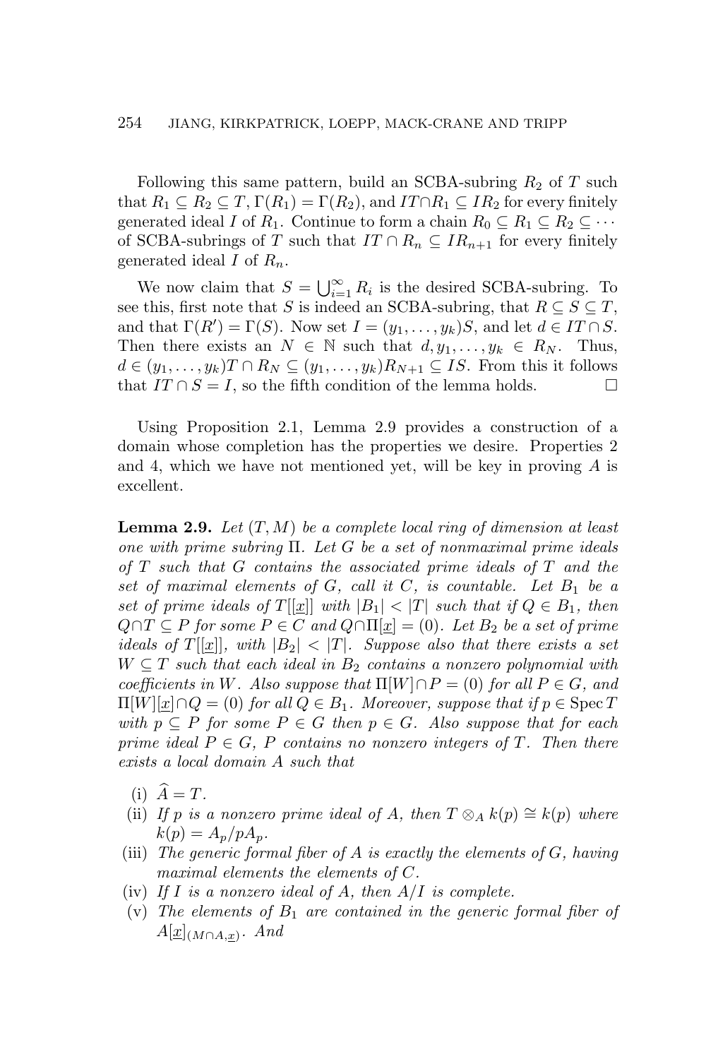Following this same pattern, build an SCBA-subring $R_2$ of $T$ such that $R_1 \subseteq R_2 \subseteq T$, $\Gamma(R_1) = \Gamma(R_2)$, and $IT \cap R_1 \subseteq IR_2$ for every finitely generated ideal $I$ of $R_1$. Continue to form a chain $R_0 \subseteq R_1 \subseteq R_2 \subseteq \cdots$ of SCBA-subrings of $T$ such that $IT \cap R_n \subseteq IR_{n+1}$ for every finitely generated ideal $I$ of $R_n$.

We now claim that $S = \bigcup_{i=1}^{\infty} R_i$ is the desired SCBA-subring. To see this, first note that $S$ is indeed an SCBA-subring, that $R \subseteq S \subseteq T$, and that $\Gamma(R') = \Gamma(S)$. Now set $I = (y_1, \ldots, y_k)S$, and let $d \in IT \cap S$. Then there exists an $N \in \mathbb{N}$ such that $d, y_1, \ldots, y_k \in R_N$. Thus, $d \in (y_1, \ldots, y_k)T \cap R_N \subseteq (y_1, \ldots, y_k)R_{N+1} \subseteq IS$. From this it follows that $IT \cap S = I$, so the fifth condition of the lemma holds. $\square$

Using Proposition 2.1, Lemma 2.9 provides a construction of a domain whose completion has the properties we desire. Properties 2 and 4, which we have not mentioned yet, will be key in proving $A$ is excellent.

**Lemma 2.9.** *Let $(T, M)$ be a complete local ring of dimension at least one with prime subring $\Pi$. Let $G$ be a set of nonmaximal prime ideals of $T$ such that $G$ contains the associated prime ideals of $T$ and the set of maximal elements of $G$, call it $C$, is countable. Let $B_1$ be a set of prime ideals of $T[[\underline{x}]]$ with $|B_1| < |T|$ such that if $Q \in B_1$, then $Q \cap T \subseteq P$ for some $P \in C$ and $Q \cap \Pi[\underline{x}] = (0)$. Let $B_2$ be a set of prime ideals of $T[[\underline{x}]]$, with $|B_2| < |T|$. Suppose also that there exists a set $W \subseteq T$ such that each ideal in $B_2$ contains a nonzero polynomial with coefficients in $W$. Also suppose that $\Pi[W] \cap P = (0)$ for all $P \in G$, and $\Pi[W][\underline{x}] \cap Q = (0)$ for all $Q \in B_1$. Moreover, suppose that if $p \in \operatorname{Spec} T$ with $p \subseteq P$ for some $P \in G$ then $p \in G$. Also suppose that for each prime ideal $P \in G$, $P$ contains no nonzero integers of $T$. Then there exists a local domain $A$ such that*

- (i) *$\widehat{A} = T$.*
- (ii) *If $p$ is a nonzero prime ideal of $A$, then $T \otimes_A k(p) \cong k(p)$ where $k(p) = A_p/pA_p$.*
- (iii) *The generic formal fiber of $A$ is exactly the elements of $G$, having maximal elements the elements of $C$.*
- (iv) *If $I$ is a nonzero ideal of $A$, then $A/I$ is complete.*
- (v) *The elements of $B_1$ are contained in the generic formal fiber of $A[\underline{x}]_{(M \cap A, \underline{x})}$. And*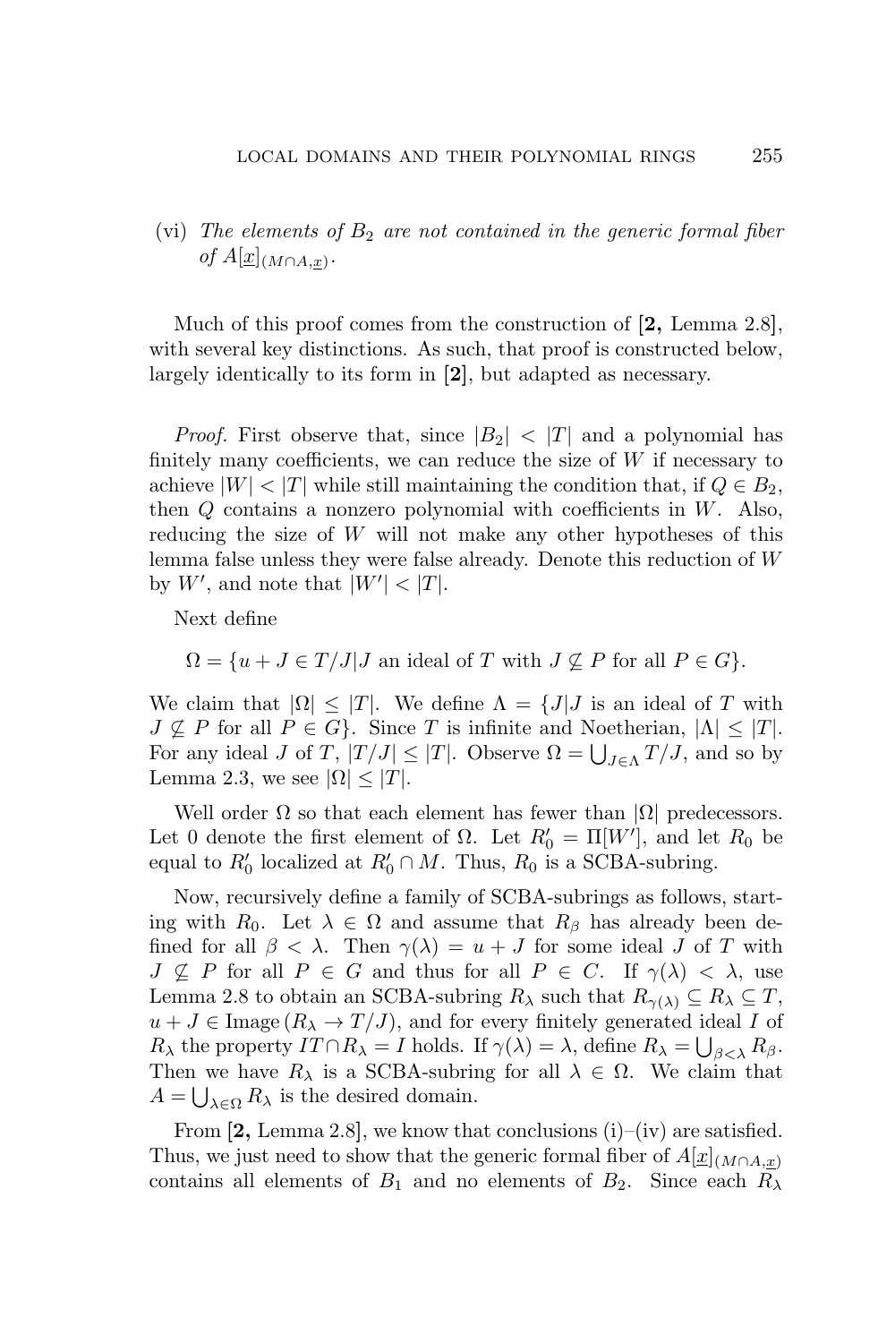(vi) *The elements of* $B_2$ *are not contained in the generic formal fiber of* $A[\underline{x}]_{(M\cap A,\underline{x})}$.

Much of this proof comes from the construction of **[2,** Lemma 2.8], with several key distinctions. As such, that proof is constructed below, largely identically to its form in **[2]**, but adapted as necessary.

*Proof.* First observe that, since $|B_2| < |T|$ and a polynomial has finitely many coefficients, we can reduce the size of $W$ if necessary to achieve $|W| < |T|$ while still maintaining the condition that, if $Q \in B_2$, then $Q$ contains a nonzero polynomial with coefficients in $W$. Also, reducing the size of $W$ will not make any other hypotheses of this lemma false unless they were false already. Denote this reduction of $W$ by $W'$, and note that $|W'| < |T|$.

Next define

$$\Omega = \{u + J \in T/J | J \text{ an ideal of } T \text{ with } J \not\subseteq P \text{ for all } P \in G\}.$$

We claim that $|\Omega| \leq |T|$. We define $\Lambda = \{J | J \text{ is an ideal of } T \text{ with } J \not\subseteq P \text{ for all } P \in G\}$. Since $T$ is infinite and Noetherian, $|\Lambda| \leq |T|$. For any ideal $J$ of $T$, $|T/J| \leq |T|$. Observe $\Omega = \bigcup_{J\in\Lambda} T/J$, and so by Lemma 2.3, we see $|\Omega| \leq |T|$.

Well order $\Omega$ so that each element has fewer than $|\Omega|$ predecessors. Let 0 denote the first element of $\Omega$. Let $R_0' = \Pi[W']$, and let $R_0$ be equal to $R_0'$ localized at $R_0' \cap M$. Thus, $R_0$ is a SCBA-subring.

Now, recursively define a family of SCBA-subrings as follows, starting with $R_0$. Let $\lambda \in \Omega$ and assume that $R_\beta$ has already been defined for all $\beta < \lambda$. Then $\gamma(\lambda) = u + J$ for some ideal $J$ of $T$ with $J \not\subseteq P$ for all $P \in G$ and thus for all $P \in C$. If $\gamma(\lambda) < \lambda$, use Lemma 2.8 to obtain an SCBA-subring $R_\lambda$ such that $R_{\gamma(\lambda)} \subseteq R_\lambda \subseteq T$, $u + J \in \text{Image}\,(R_\lambda \to T/J)$, and for every finitely generated ideal $I$ of $R_\lambda$ the property $IT \cap R_\lambda = I$ holds. If $\gamma(\lambda) = \lambda$, define $R_\lambda = \bigcup_{\beta<\lambda} R_\beta$. Then we have $R_\lambda$ is a SCBA-subring for all $\lambda \in \Omega$. We claim that $A = \bigcup_{\lambda\in\Omega} R_\lambda$ is the desired domain.

From **[2,** Lemma 2.8], we know that conclusions (i)–(iv) are satisfied. Thus, we just need to show that the generic formal fiber of $A[\underline{x}]_{(M\cap A,\underline{x})}$ contains all elements of $B_1$ and no elements of $B_2$. Since each $R_\lambda$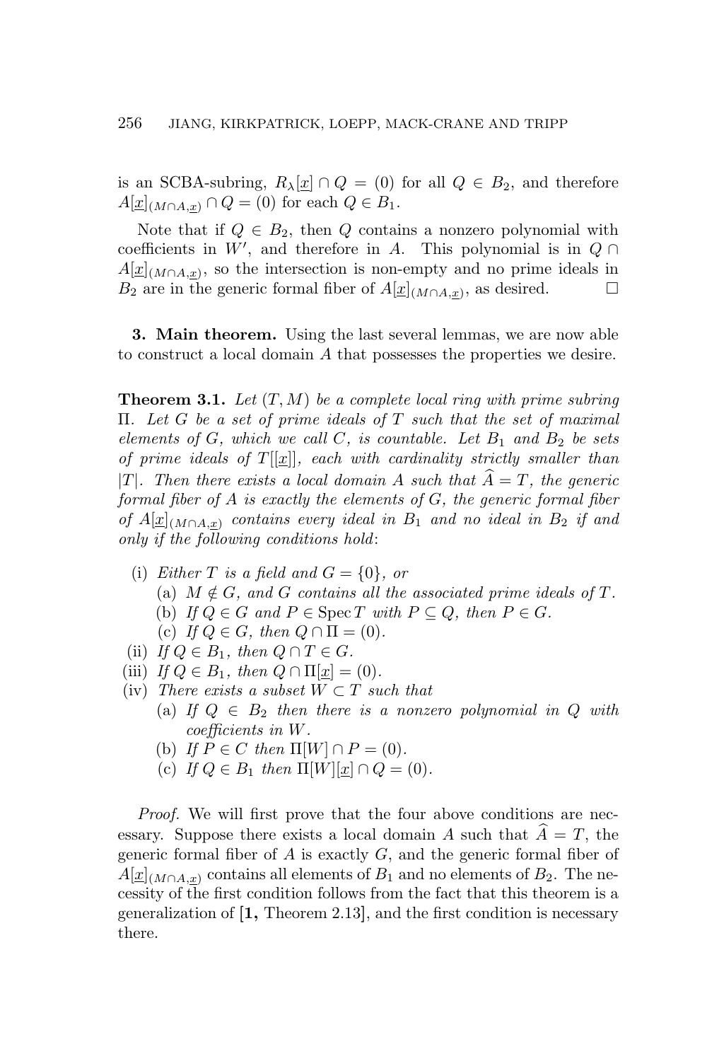is an SCBA-subring, $R_\lambda[\underline{x}] \cap Q = (0)$ for all $Q \in B_2$, and therefore $A[\underline{x}]_{(M\cap A,\underline{x})} \cap Q = (0)$ for each $Q \in B_1$.

Note that if $Q \in B_2$, then $Q$ contains a nonzero polynomial with coefficients in $W'$, and therefore in $A$. This polynomial is in $Q \cap A[\underline{x}]_{(M\cap A,\underline{x})}$, so the intersection is non-empty and no prime ideals in $B_2$ are in the generic formal fiber of $A[\underline{x}]_{(M\cap A,\underline{x})}$, as desired. $\square$

## 3. Main theorem.

Using the last several lemmas, we are now able to construct a local domain $A$ that possesses the properties we desire.

**Theorem 3.1.** *Let $(T, M)$ be a complete local ring with prime subring $\Pi$. Let $G$ be a set of prime ideals of $T$ such that the set of maximal elements of $G$, which we call $C$, is countable. Let $B_1$ and $B_2$ be sets of prime ideals of $T[[\underline{x}]]$, each with cardinality strictly smaller than $|T|$. Then there exists a local domain $A$ such that $\widehat{A} = T$, the generic formal fiber of $A$ is exactly the elements of $G$, the generic formal fiber of $A[\underline{x}]_{(M\cap A,\underline{x})}$ contains every ideal in $B_1$ and no ideal in $B_2$ if and only if the following conditions hold*:

- (i) *Either $T$ is a field and $G = \{0\}$, or*
  - (a) *$M \notin G$, and $G$ contains all the associated prime ideals of $T$.*
  - (b) *If $Q \in G$ and $P \in \operatorname{Spec} T$ with $P \subseteq Q$, then $P \in G$.*
  - (c) *If $Q \in G$, then $Q \cap \Pi = (0)$.*
- (ii) *If $Q \in B_1$, then $Q \cap T \in G$.*
- (iii) *If $Q \in B_1$, then $Q \cap \Pi[\underline{x}] = (0)$.*
- (iv) *There exists a subset $W \subset T$ such that*
  - (a) *If $Q \in B_2$ then there is a nonzero polynomial in $Q$ with coefficients in $W$.*
  - (b) *If $P \in C$ then $\Pi[W] \cap P = (0)$.*
  - (c) *If $Q \in B_1$ then $\Pi[W][\underline{x}] \cap Q = (0)$.*

*Proof.* We will first prove that the four above conditions are necessary. Suppose there exists a local domain $A$ such that $\widehat{A} = T$, the generic formal fiber of $A$ is exactly $G$, and the generic formal fiber of $A[\underline{x}]_{(M\cap A,\underline{x})}$ contains all elements of $B_1$ and no elements of $B_2$. The necessity of the first condition follows from the fact that this theorem is a generalization of **[1,** Theorem 2.13], and the first condition is necessary there.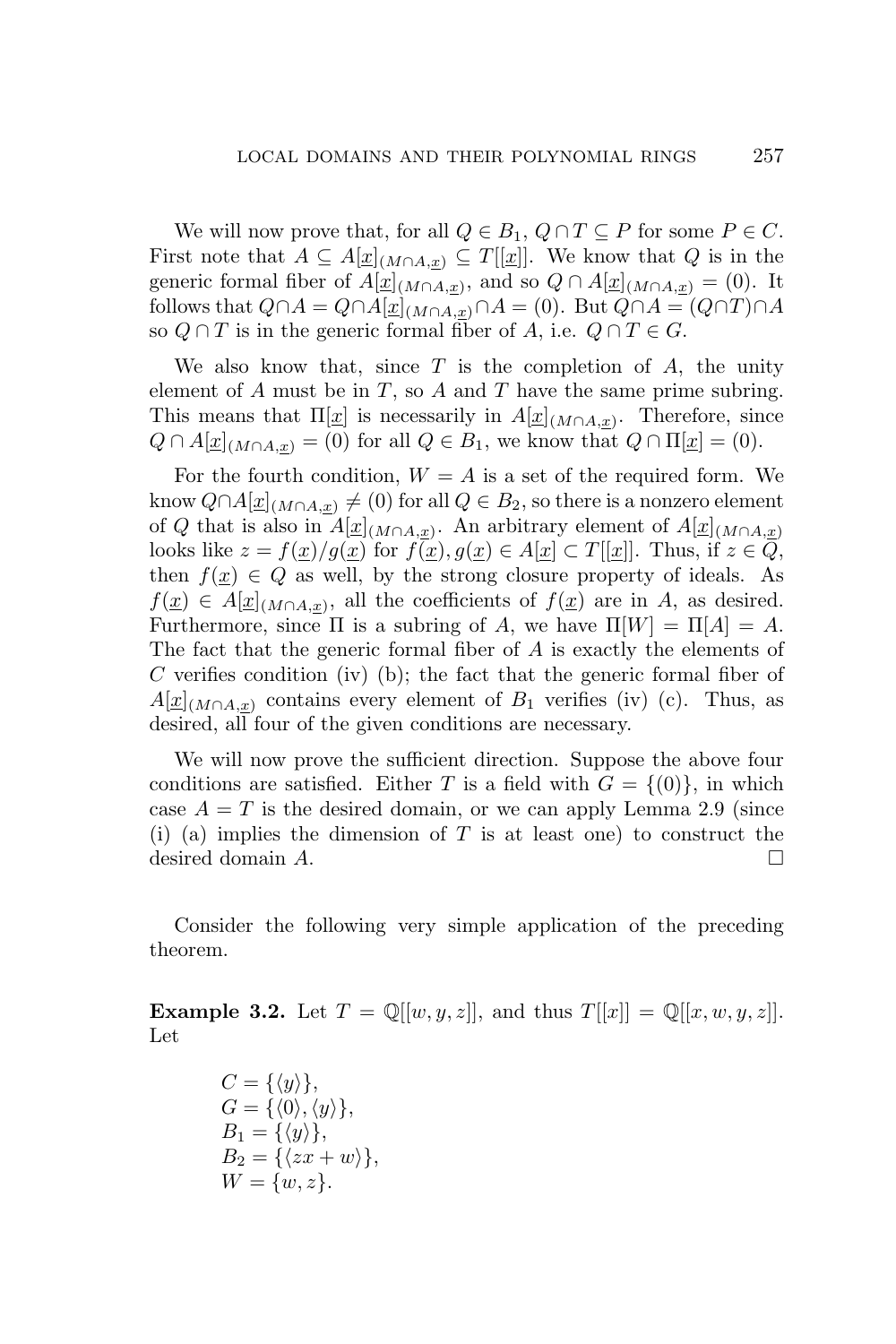We will now prove that, for all $Q \in B_1$, $Q \cap T \subseteq P$ for some $P \in C$. First note that $A \subseteq A[\underline{x}]_{(M\cap A,\underline{x})} \subseteq T[[\underline{x}]]$. We know that $Q$ is in the generic formal fiber of $A[\underline{x}]_{(M\cap A,\underline{x})}$, and so $Q \cap A[\underline{x}]_{(M\cap A,\underline{x})} = (0)$. It follows that $Q \cap A = Q \cap A[\underline{x}]_{(M\cap A,\underline{x})} \cap A = (0)$. But $Q \cap A = (Q \cap T) \cap A$ so $Q \cap T$ is in the generic formal fiber of $A$, i.e. $Q \cap T \in G$.

We also know that, since $T$ is the completion of $A$, the unity element of $A$ must be in $T$, so $A$ and $T$ have the same prime subring. This means that $\Pi[\underline{x}]$ is necessarily in $A[\underline{x}]_{(M\cap A,\underline{x})}$. Therefore, since $Q \cap A[\underline{x}]_{(M\cap A,\underline{x})} = (0)$ for all $Q \in B_1$, we know that $Q \cap \Pi[\underline{x}] = (0)$.

For the fourth condition, $W = A$ is a set of the required form. We know $Q \cap A[\underline{x}]_{(M\cap A,\underline{x})} \neq (0)$ for all $Q \in B_2$, so there is a nonzero element of $Q$ that is also in $A[\underline{x}]_{(M\cap A,\underline{x})}$. An arbitrary element of $A[\underline{x}]_{(M\cap A,\underline{x})}$ looks like $z = f(\underline{x})/g(\underline{x})$ for $f(\underline{x}), g(\underline{x}) \in A[\underline{x}] \subset T[[\underline{x}]]$. Thus, if $z \in Q$, then $f(\underline{x}) \in Q$ as well, by the strong closure property of ideals. As $f(\underline{x}) \in A[\underline{x}]_{(M\cap A,\underline{x})}$, all the coefficients of $f(\underline{x})$ are in $A$, as desired. Furthermore, since $\Pi$ is a subring of $A$, we have $\Pi[W] = \Pi[A] = A$. The fact that the generic formal fiber of $A$ is exactly the elements of $C$ verifies condition (iv) (b); the fact that the generic formal fiber of $A[\underline{x}]_{(M\cap A,\underline{x})}$ contains every element of $B_1$ verifies (iv) (c). Thus, as desired, all four of the given conditions are necessary.

We will now prove the sufficient direction. Suppose the above four conditions are satisfied. Either $T$ is a field with $G = \{(0)\}$, in which case $A = T$ is the desired domain, or we can apply Lemma 2.9 (since (i) (a) implies the dimension of $T$ is at least one) to construct the desired domain $A$. $\square$

Consider the following very simple application of the preceding theorem.

**Example 3.2.** Let $T = \mathbb{Q}[[w, y, z]]$, and thus $T[[x]] = \mathbb{Q}[[x, w, y, z]]$. Let

$$
\begin{aligned}
C &= \{\langle y\rangle\},\\
G &= \{\langle 0\rangle, \langle y\rangle\},\\
B_1 &= \{\langle y\rangle\},\\
B_2 &= \{\langle zx + w\rangle\},\\
W &= \{w, z\}.
\end{aligned}
$$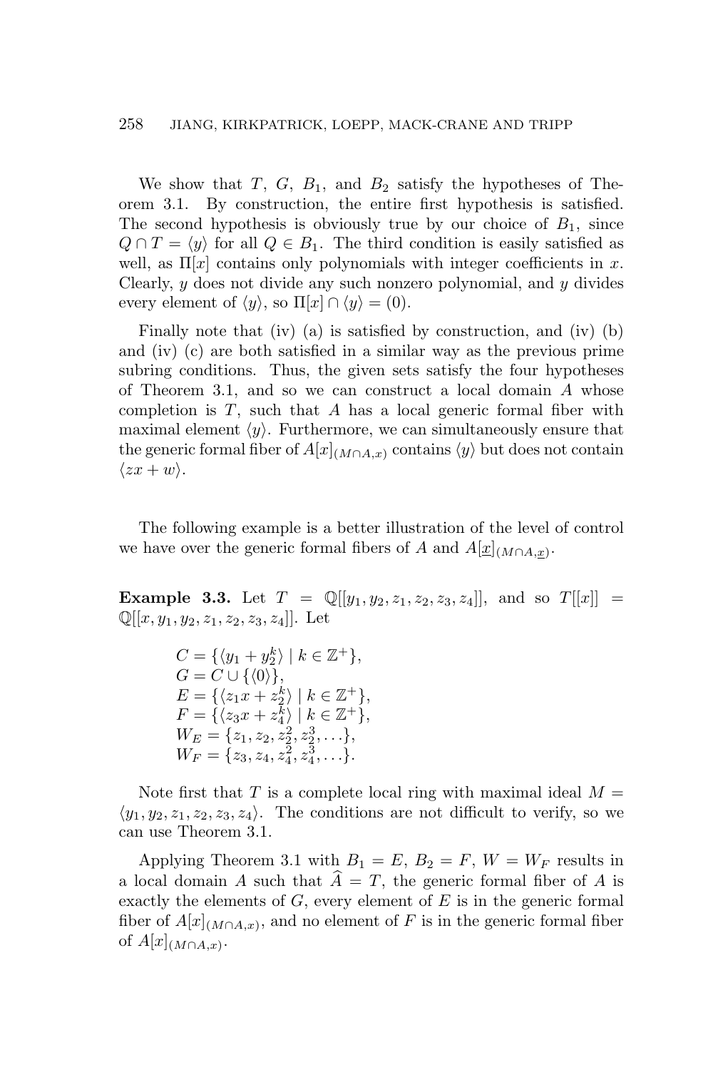We show that $T$, $G$, $B_1$, and $B_2$ satisfy the hypotheses of Theorem 3.1. By construction, the entire first hypothesis is satisfied. The second hypothesis is obviously true by our choice of $B_1$, since $Q \cap T = \langle y \rangle$ for all $Q \in B_1$. The third condition is easily satisfied as well, as $\Pi[x]$ contains only polynomials with integer coefficients in $x$. Clearly, $y$ does not divide any such nonzero polynomial, and $y$ divides every element of $\langle y \rangle$, so $\Pi[x] \cap \langle y \rangle = (0)$.

Finally note that (iv) (a) is satisfied by construction, and (iv) (b) and (iv) (c) are both satisfied in a similar way as the previous prime subring conditions. Thus, the given sets satisfy the four hypotheses of Theorem 3.1, and so we can construct a local domain $A$ whose completion is $T$, such that $A$ has a local generic formal fiber with maximal element $\langle y \rangle$. Furthermore, we can simultaneously ensure that the generic formal fiber of $A[x]_{(M \cap A, x)}$ contains $\langle y \rangle$ but does not contain $\langle zx + w \rangle$.

The following example is a better illustration of the level of control we have over the generic formal fibers of $A$ and $A[\underline{x}]_{(M \cap A, \underline{x})}$.

**Example 3.3.** Let $T = \mathbb{Q}[[y_1, y_2, z_1, z_2, z_3, z_4]]$, and so $T[[x]] = \mathbb{Q}[[x, y_1, y_2, z_1, z_2, z_3, z_4]]$. Let

$$
\begin{aligned}
&C = \{\langle y_1 + y_2^k \rangle \mid k \in \mathbb{Z}^+\},\\
&G = C \cup \{\langle 0 \rangle\},\\
&E = \{\langle z_1 x + z_2^k \rangle \mid k \in \mathbb{Z}^+\},\\
&F = \{\langle z_3 x + z_4^k \rangle \mid k \in \mathbb{Z}^+\},\\
&W_E = \{z_1, z_2, z_2^2, z_2^3, \ldots\},\\
&W_F = \{z_3, z_4, z_4^2, z_4^3, \ldots\}.
\end{aligned}
$$

Note first that $T$ is a complete local ring with maximal ideal $M = \langle y_1, y_2, z_1, z_2, z_3, z_4 \rangle$. The conditions are not difficult to verify, so we can use Theorem 3.1.

Applying Theorem 3.1 with $B_1 = E$, $B_2 = F$, $W = W_F$ results in a local domain $A$ such that $\widehat{A} = T$, the generic formal fiber of $A$ is exactly the elements of $G$, every element of $E$ is in the generic formal fiber of $A[x]_{(M \cap A, x)}$, and no element of $F$ is in the generic formal fiber of $A[x]_{(M \cap A, x)}$.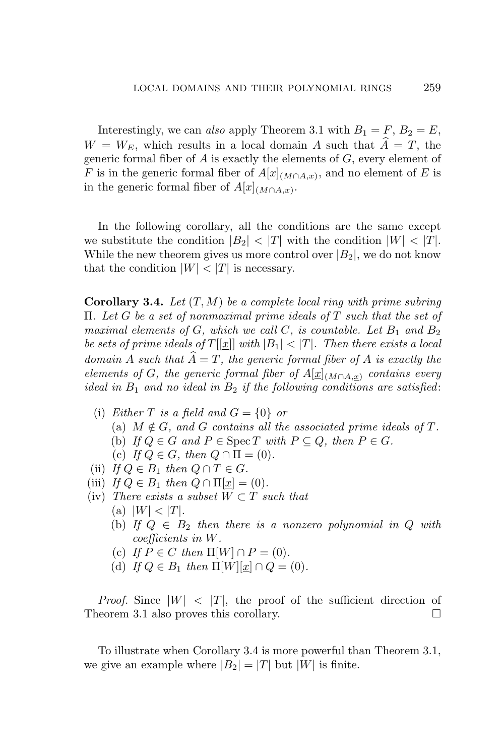Interestingly, we can *also* apply Theorem 3.1 with $B_1 = F$, $B_2 = E$, $W = W_E$, which results in a local domain $A$ such that $\widehat{A} = T$, the generic formal fiber of $A$ is exactly the elements of $G$, every element of $F$ is in the generic formal fiber of $A[x]_{(M \cap A, x)}$, and no element of $E$ is in the generic formal fiber of $A[x]_{(M \cap A, x)}$.

In the following corollary, all the conditions are the same except we substitute the condition $|B_2| < |T|$ with the condition $|W| < |T|$. While the new theorem gives us more control over $|B_2|$, we do not know that the condition $|W| < |T|$ is necessary.

**Corollary 3.4.** *Let $(T, M)$ be a complete local ring with prime subring $\Pi$. Let $G$ be a set of nonmaximal prime ideals of $T$ such that the set of maximal elements of $G$, which we call $C$, is countable. Let $B_1$ and $B_2$ be sets of prime ideals of $T[[\underline{x}]]$ with $|B_1| < |T|$. Then there exists a local domain $A$ such that $\widehat{A} = T$, the generic formal fiber of $A$ is exactly the elements of $G$, the generic formal fiber of $A[\underline{x}]_{(M \cap A, \underline{x})}$ contains every ideal in $B_1$ and no ideal in $B_2$ if the following conditions are satisfied*:

- (i) *Either $T$ is a field and $G = \{0\}$ or*
  - (a) *$M \notin G$, and $G$ contains all the associated prime ideals of $T$.*
  - (b) *If $Q \in G$ and $P \in \operatorname{Spec} T$ with $P \subseteq Q$, then $P \in G$.*
  - (c) *If $Q \in G$, then $Q \cap \Pi = (0)$.*
- (ii) *If $Q \in B_1$ then $Q \cap T \in G$.*
- (iii) *If $Q \in B_1$ then $Q \cap \Pi[\underline{x}] = (0)$.*
- (iv) *There exists a subset $W \subset T$ such that*
  - (a) *$|W| < |T|$.*
  - (b) *If $Q \in B_2$ then there is a nonzero polynomial in $Q$ with coefficients in $W$.*
  - (c) *If $P \in C$ then $\Pi[W] \cap P = (0)$.*
  - (d) *If $Q \in B_1$ then $\Pi[W][\underline{x}] \cap Q = (0)$.*

*Proof.* Since $|W| < |T|$, the proof of the sufficient direction of Theorem 3.1 also proves this corollary. $\square$

To illustrate when Corollary 3.4 is more powerful than Theorem 3.1, we give an example where $|B_2| = |T|$ but $|W|$ is finite.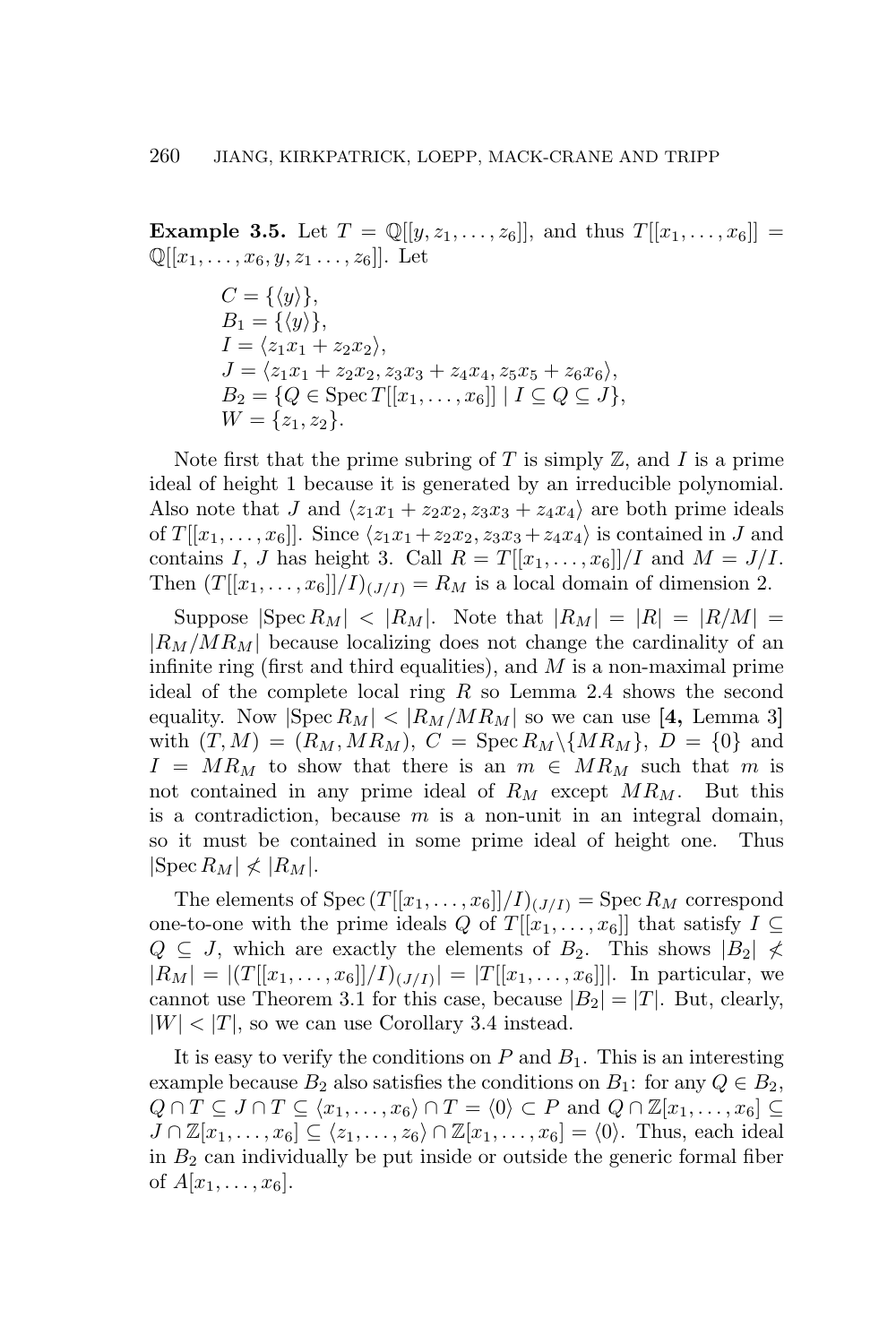**Example 3.5.** Let $T = \mathbb{Q}[[y, z_1, \ldots, z_6]]$, and thus $T[[x_1, \ldots, x_6]] = \mathbb{Q}[[x_1, \ldots, x_6, y, z_1 \ldots, z_6]]$. Let

$$
\begin{aligned}
&C = \{\langle y \rangle\},\\
&B_1 = \{\langle y \rangle\},\\
&I = \langle z_1 x_1 + z_2 x_2 \rangle,\\
&J = \langle z_1 x_1 + z_2 x_2, z_3 x_3 + z_4 x_4, z_5 x_5 + z_6 x_6 \rangle,\\
&B_2 = \{Q \in \operatorname{Spec} T[[x_1, \ldots, x_6]] \mid I \subseteq Q \subseteq J\},\\
&W = \{z_1, z_2\}.
\end{aligned}
$$

Note first that the prime subring of $T$ is simply $\mathbb{Z}$, and $I$ is a prime ideal of height 1 because it is generated by an irreducible polynomial. Also note that $J$ and $\langle z_1 x_1 + z_2 x_2, z_3 x_3 + z_4 x_4 \rangle$ are both prime ideals of $T[[x_1, \ldots, x_6]]$. Since $\langle z_1 x_1 + z_2 x_2, z_3 x_3 + z_4 x_4 \rangle$ is contained in $J$ and contains $I$, $J$ has height 3. Call $R = T[[x_1, \ldots, x_6]]/I$ and $M = J/I$. Then $(T[[x_1, \ldots, x_6]]/I)_{(J/I)} = R_M$ is a local domain of dimension 2.

Suppose $|\operatorname{Spec} R_M| < |R_M|$. Note that $|R_M| = |R| = |R/M| = |R_M/MR_M|$ because localizing does not change the cardinality of an infinite ring (first and third equalities), and $M$ is a non-maximal prime ideal of the complete local ring $R$ so Lemma 2.4 shows the second equality. Now $|\operatorname{Spec} R_M| < |R_M/MR_M|$ so we can use **[4,** Lemma 3**]** with $(T, M) = (R_M, MR_M)$, $C = \operatorname{Spec} R_M \backslash \{MR_M\}$, $D = \{0\}$ and $I = MR_M$ to show that there is an $m \in MR_M$ such that $m$ is not contained in any prime ideal of $R_M$ except $MR_M$. But this is a contradiction, because $m$ is a non-unit in an integral domain, so it must be contained in some prime ideal of height one. Thus $|\operatorname{Spec} R_M| \not< |R_M|$.

The elements of $\operatorname{Spec} (T[[x_1, \ldots, x_6]]/I)_{(J/I)} = \operatorname{Spec} R_M$ correspond one-to-one with the prime ideals $Q$ of $T[[x_1, \ldots, x_6]]$ that satisfy $I \subseteq Q \subseteq J$, which are exactly the elements of $B_2$. This shows $|B_2| \not< |R_M| = |(T[[x_1, \ldots, x_6]]/I)_{(J/I)}| = |T[[x_1, \ldots, x_6]]|$. In particular, we cannot use Theorem 3.1 for this case, because $|B_2| = |T|$. But, clearly, $|W| < |T|$, so we can use Corollary 3.4 instead.

It is easy to verify the conditions on $P$ and $B_1$. This is an interesting example because $B_2$ also satisfies the conditions on $B_1$: for any $Q \in B_2$, $Q \cap T \subseteq J \cap T \subseteq \langle x_1, \ldots, x_6 \rangle \cap T = \langle 0 \rangle \subset P$ and $Q \cap \mathbb{Z}[x_1, \ldots, x_6] \subseteq J \cap \mathbb{Z}[x_1, \ldots, x_6] \subseteq \langle z_1, \ldots, z_6 \rangle \cap \mathbb{Z}[x_1, \ldots, x_6] = \langle 0 \rangle$. Thus, each ideal in $B_2$ can individually be put inside or outside the generic formal fiber of $A[x_1, \ldots, x_6]$.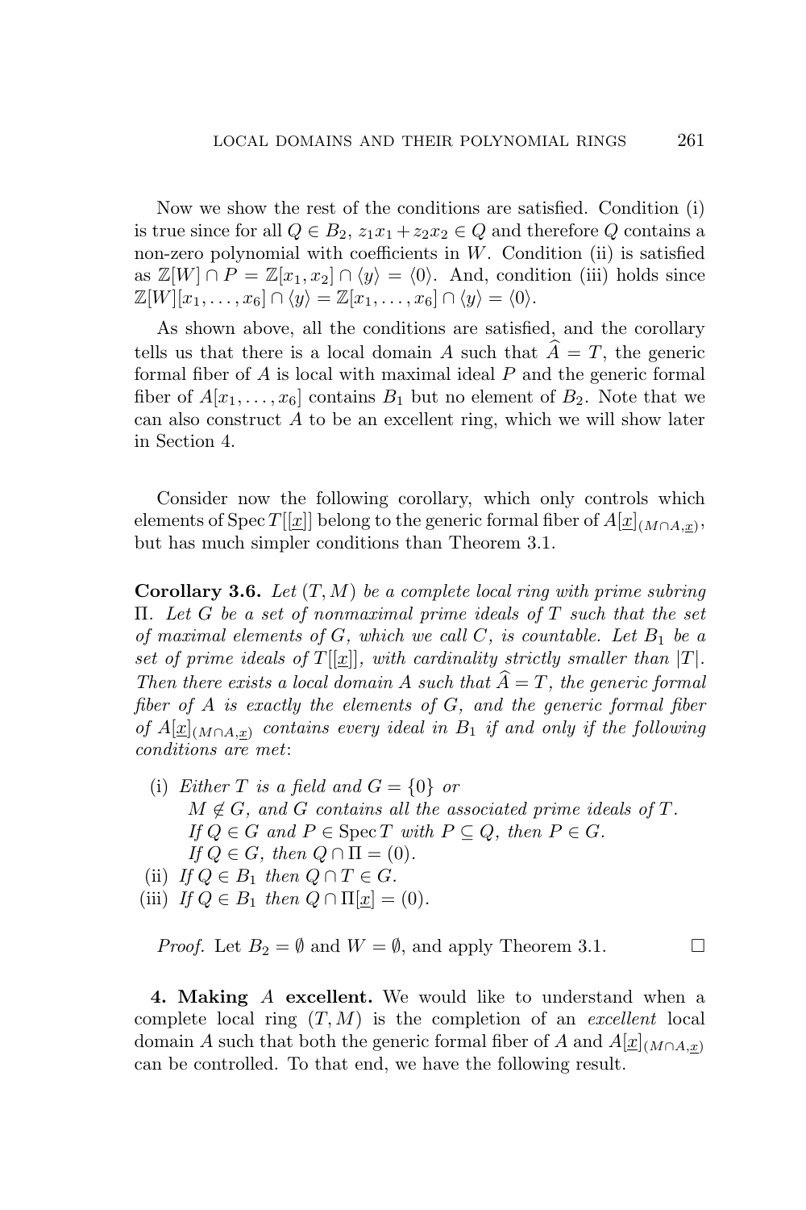Now we show the rest of the conditions are satisfied. Condition (i) is true since for all $Q \in B_2$, $z_1x_1 + z_2x_2 \in Q$ and therefore $Q$ contains a non-zero polynomial with coefficients in $W$. Condition (ii) is satisfied as $\mathbb{Z}[W] \cap P = \mathbb{Z}[x_1, x_2] \cap \langle y \rangle = \langle 0 \rangle$. And, condition (iii) holds since $\mathbb{Z}[W][x_1, \ldots, x_6] \cap \langle y \rangle = \mathbb{Z}[x_1, \ldots, x_6] \cap \langle y \rangle = \langle 0 \rangle$.

As shown above, all the conditions are satisfied, and the corollary tells us that there is a local domain $A$ such that $\widehat{A} = T$, the generic formal fiber of $A$ is local with maximal ideal $P$ and the generic formal fiber of $A[x_1, \ldots, x_6]$ contains $B_1$ but no element of $B_2$. Note that we can also construct $A$ to be an excellent ring, which we will show later in Section 4.

Consider now the following corollary, which only controls which elements of $\operatorname{Spec} T[[\underline{x}]]$ belong to the generic formal fiber of $A[\underline{x}]_{(M \cap A, \underline{x})}$, but has much simpler conditions than Theorem 3.1.

**Corollary 3.6.** *Let $(T, M)$ be a complete local ring with prime subring $\Pi$. Let $G$ be a set of nonmaximal prime ideals of $T$ such that the set of maximal elements of $G$, which we call $C$, is countable. Let $B_1$ be a set of prime ideals of $T[[\underline{x}]]$, with cardinality strictly smaller than $|T|$. Then there exists a local domain $A$ such that $\widehat{A} = T$, the generic formal fiber of $A$ is exactly the elements of $G$, and the generic formal fiber of $A[\underline{x}]_{(M \cap A, \underline{x})}$ contains every ideal in $B_1$ if and only if the following conditions are met*:

(i) *Either $T$ is a field and $G = \{0\}$ or*
   *$M \notin G$, and $G$ contains all the associated prime ideals of $T$.*
   *If $Q \in G$ and $P \in \operatorname{Spec} T$ with $P \subseteq Q$, then $P \in G$.*
   *If $Q \in G$, then $Q \cap \Pi = (0)$.*

(ii) *If $Q \in B_1$ then $Q \cap T \in G$.*

(iii) *If $Q \in B_1$ then $Q \cap \Pi[\underline{x}] = (0)$.*

*Proof.* Let $B_2 = \emptyset$ and $W = \emptyset$, and apply Theorem 3.1. $\square$

**4. Making $A$ excellent.** We would like to understand when a complete local ring $(T, M)$ is the completion of an *excellent* local domain $A$ such that both the generic formal fiber of $A$ and $A[\underline{x}]_{(M \cap A, \underline{x})}$ can be controlled. To that end, we have the following result.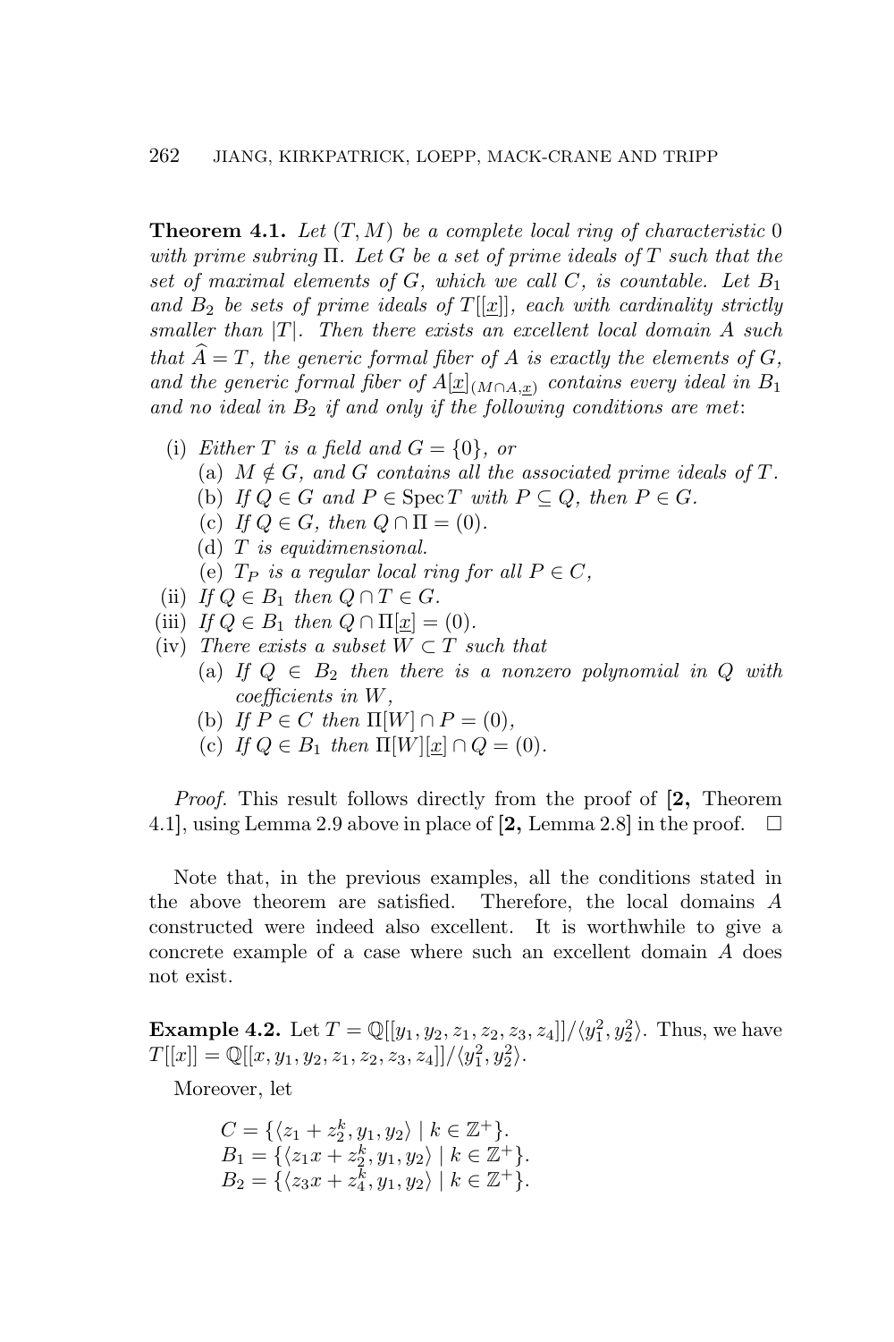**Theorem 4.1.** *Let $(T, M)$ be a complete local ring of characteristic 0 with prime subring $\Pi$. Let $G$ be a set of prime ideals of $T$ such that the set of maximal elements of $G$, which we call $C$, is countable. Let $B_1$ and $B_2$ be sets of prime ideals of $T[[\underline{x}]]$, each with cardinality strictly smaller than $|T|$. Then there exists an excellent local domain $A$ such that $\widehat{A} = T$, the generic formal fiber of $A$ is exactly the elements of $G$, and the generic formal fiber of $A[\underline{x}]_{(M \cap A, \underline{x})}$ contains every ideal in $B_1$ and no ideal in $B_2$ if and only if the following conditions are met*:

- (i) *Either $T$ is a field and $G = \{0\}$, or*
  - (a) *$M \notin G$, and $G$ contains all the associated prime ideals of $T$.*
  - (b) *If $Q \in G$ and $P \in \operatorname{Spec} T$ with $P \subseteq Q$, then $P \in G$.*
  - (c) *If $Q \in G$, then $Q \cap \Pi = (0)$.*
  - (d) *$T$ is equidimensional.*
  - (e) *$T_P$ is a regular local ring for all $P \in C$,*
- (ii) *If $Q \in B_1$ then $Q \cap T \in G$.*
- (iii) *If $Q \in B_1$ then $Q \cap \Pi[\underline{x}] = (0)$.*
- (iv) *There exists a subset $W \subset T$ such that*
  - (a) *If $Q \in B_2$ then there is a nonzero polynomial in $Q$ with coefficients in $W$,*
  - (b) *If $P \in C$ then $\Pi[W] \cap P = (0)$,*
  - (c) *If $Q \in B_1$ then $\Pi[W][\underline{x}] \cap Q = (0)$.*

*Proof.* This result follows directly from the proof of **[2,** Theorem 4.1], using Lemma 2.9 above in place of **[2,** Lemma 2.8] in the proof. $\square$

Note that, in the previous examples, all the conditions stated in the above theorem are satisfied. Therefore, the local domains $A$ constructed were indeed also excellent. It is worthwhile to give a concrete example of a case where such an excellent domain $A$ does not exist.

**Example 4.2.** Let $T = \mathbb{Q}[[y_1, y_2, z_1, z_2, z_3, z_4]]/\langle y_1^2, y_2^2 \rangle$. Thus, we have $T[[x]] = \mathbb{Q}[[x, y_1, y_2, z_1, z_2, z_3, z_4]]/\langle y_1^2, y_2^2 \rangle$.

Moreover, let

$$C = \{\langle z_1 + z_2^k, y_1, y_2 \rangle \mid k \in \mathbb{Z}^+\}.$$
$$B_1 = \{\langle z_1 x + z_2^k, y_1, y_2 \rangle \mid k \in \mathbb{Z}^+\}.$$
$$B_2 = \{\langle z_3 x + z_4^k, y_1, y_2 \rangle \mid k \in \mathbb{Z}^+\}.$$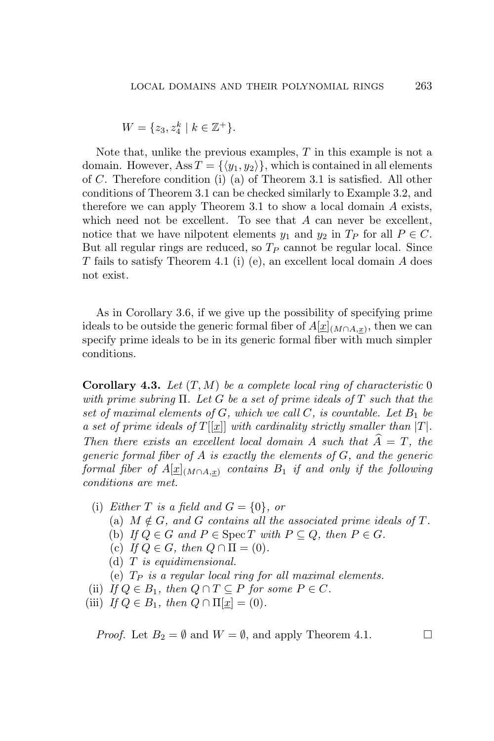$$W = \{z_3, z_4^k \mid k \in \mathbb{Z}^+\}.$$

Note that, unlike the previous examples, $T$ in this example is not a domain. However, $\operatorname{Ass} T = \{\langle y_1, y_2 \rangle\}$, which is contained in all elements of $C$. Therefore condition (i) (a) of Theorem 3.1 is satisfied. All other conditions of Theorem 3.1 can be checked similarly to Example 3.2, and therefore we can apply Theorem 3.1 to show a local domain $A$ exists, which need not be excellent. To see that $A$ can never be excellent, notice that we have nilpotent elements $y_1$ and $y_2$ in $T_P$ for all $P \in C$. But all regular rings are reduced, so $T_P$ cannot be regular local. Since $T$ fails to satisfy Theorem 4.1 (i) (e), an excellent local domain $A$ does not exist.

As in Corollary 3.6, if we give up the possibility of specifying prime ideals to be outside the generic formal fiber of $A[\underline{x}]_{(M \cap A, \underline{x})}$, then we can specify prime ideals to be in its generic formal fiber with much simpler conditions.

**Corollary 4.3.** *Let $(T, M)$ be a complete local ring of characteristic $0$ with prime subring $\Pi$. Let $G$ be a set of prime ideals of $T$ such that the set of maximal elements of $G$, which we call $C$, is countable. Let $B_1$ be a set of prime ideals of $T[[\underline{x}]]$ with cardinality strictly smaller than $|T|$. Then there exists an excellent local domain $A$ such that $\widehat{A} = T$, the generic formal fiber of $A$ is exactly the elements of $G$, and the generic formal fiber of $A[\underline{x}]_{(M \cap A, \underline{x})}$ contains $B_1$ if and only if the following conditions are met.*

- (i) *Either $T$ is a field and $G = \{0\}$, or*
  - (a) *$M \notin G$, and $G$ contains all the associated prime ideals of $T$.*
  - (b) *If $Q \in G$ and $P \in \operatorname{Spec} T$ with $P \subseteq Q$, then $P \in G$.*
  - (c) *If $Q \in G$, then $Q \cap \Pi = (0)$.*
  - (d) *$T$ is equidimensional.*
  - (e) *$T_P$ is a regular local ring for all maximal elements.*
- (ii) *If $Q \in B_1$, then $Q \cap T \subseteq P$ for some $P \in C$.*
- (iii) *If $Q \in B_1$, then $Q \cap \Pi[\underline{x}] = (0)$.*

*Proof.* Let $B_2 = \emptyset$ and $W = \emptyset$, and apply Theorem 4.1. $\square$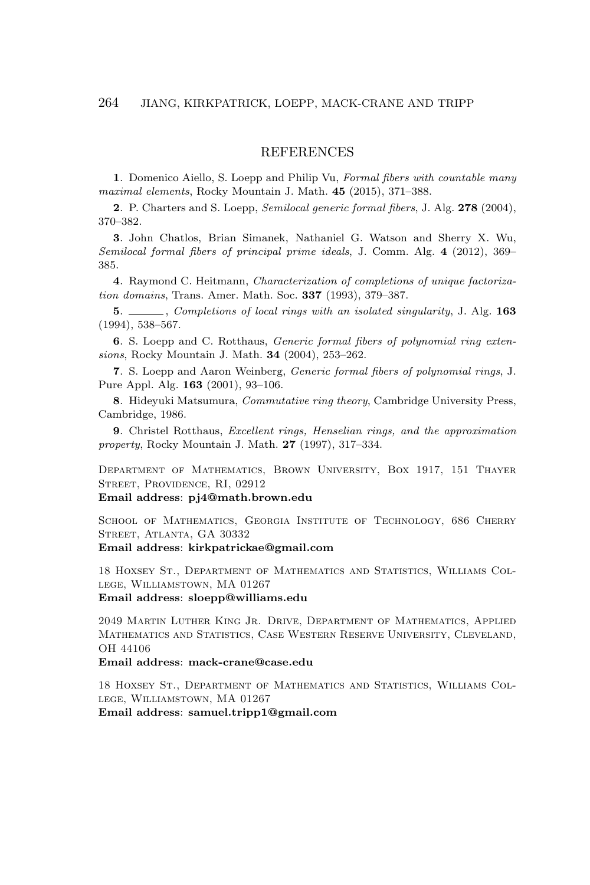## REFERENCES

**1**. Domenico Aiello, S. Loepp and Philip Vu, *Formal fibers with countable many maximal elements*, Rocky Mountain J. Math. **45** (2015), 371–388.

**2**. P. Charters and S. Loepp, *Semilocal generic formal fibers*, J. Alg. **278** (2004), 370–382.

**3**. John Chatlos, Brian Simanek, Nathaniel G. Watson and Sherry X. Wu, *Semilocal formal fibers of principal prime ideals*, J. Comm. Alg. **4** (2012), 369–385.

**4**. Raymond C. Heitmann, *Characterization of completions of unique factorization domains*, Trans. Amer. Math. Soc. **337** (1993), 379–387.

**5**. ______, *Completions of local rings with an isolated singularity*, J. Alg. **163** (1994), 538–567.

**6**. S. Loepp and C. Rotthaus, *Generic formal fibers of polynomial ring extensions*, Rocky Mountain J. Math. **34** (2004), 253–262.

**7**. S. Loepp and Aaron Weinberg, *Generic formal fibers of polynomial rings*, J. Pure Appl. Alg. **163** (2001), 93–106.

**8**. Hideyuki Matsumura, *Commutative ring theory*, Cambridge University Press, Cambridge, 1986.

**9**. Christel Rotthaus, *Excellent rings, Henselian rings, and the approximation property*, Rocky Mountain J. Math. **27** (1997), 317–334.

Department of Mathematics, Brown University, Box 1917, 151 Thayer Street, Providence, RI, 02912
**Email address**: **pj4@math.brown.edu**

School of Mathematics, Georgia Institute of Technology, 686 Cherry Street, Atlanta, GA 30332
**Email address**: **kirkpatrickae@gmail.com**

18 Hoxsey St., Department of Mathematics and Statistics, Williams College, Williamstown, MA 01267
**Email address**: **sloepp@williams.edu**

2049 Martin Luther King Jr. Drive, Department of Mathematics, Applied Mathematics and Statistics, Case Western Reserve University, Cleveland, OH 44106
**Email address**: **mack-crane@case.edu**

18 Hoxsey St., Department of Mathematics and Statistics, Williams College, Williamstown, MA 01267
**Email address**: **samuel.tripp1@gmail.com**